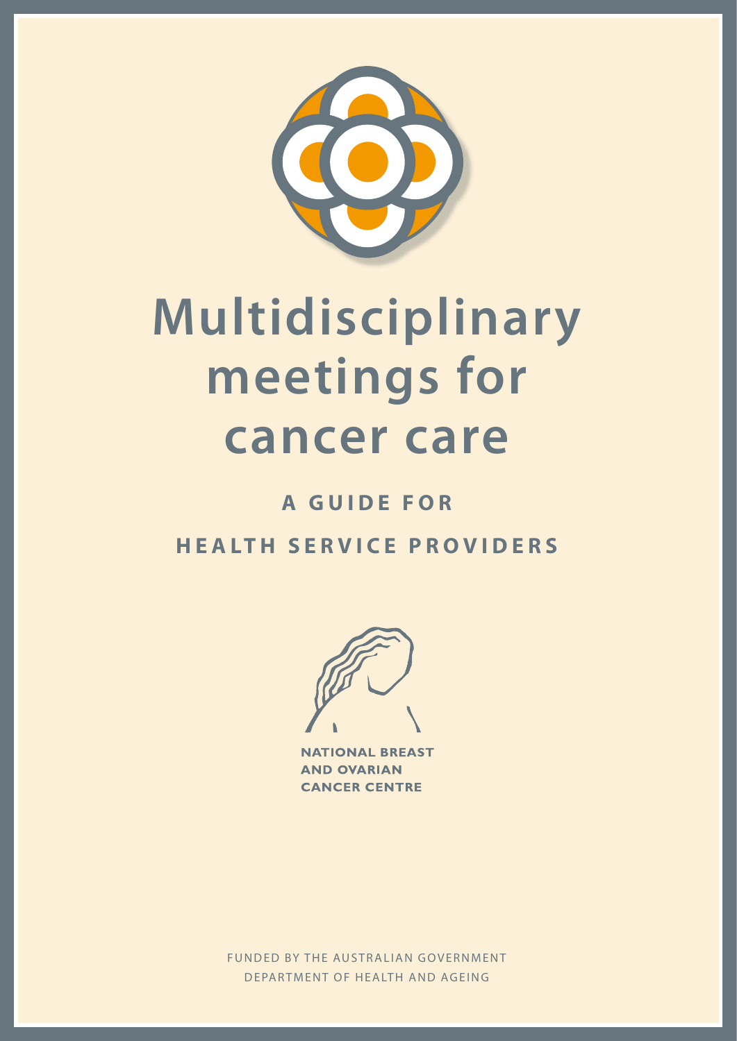# Multidisciplinary meetings for cancer care

## A GUIDE FOR HEALTH SERVICE PROVIDERS

NATIONAL BREAST AND OVARIAN CANCER CENTRE

FUNDED BY THE AUSTRALIAN GOVERNMENT DEPARTMENT OF HEALTH AND AGEING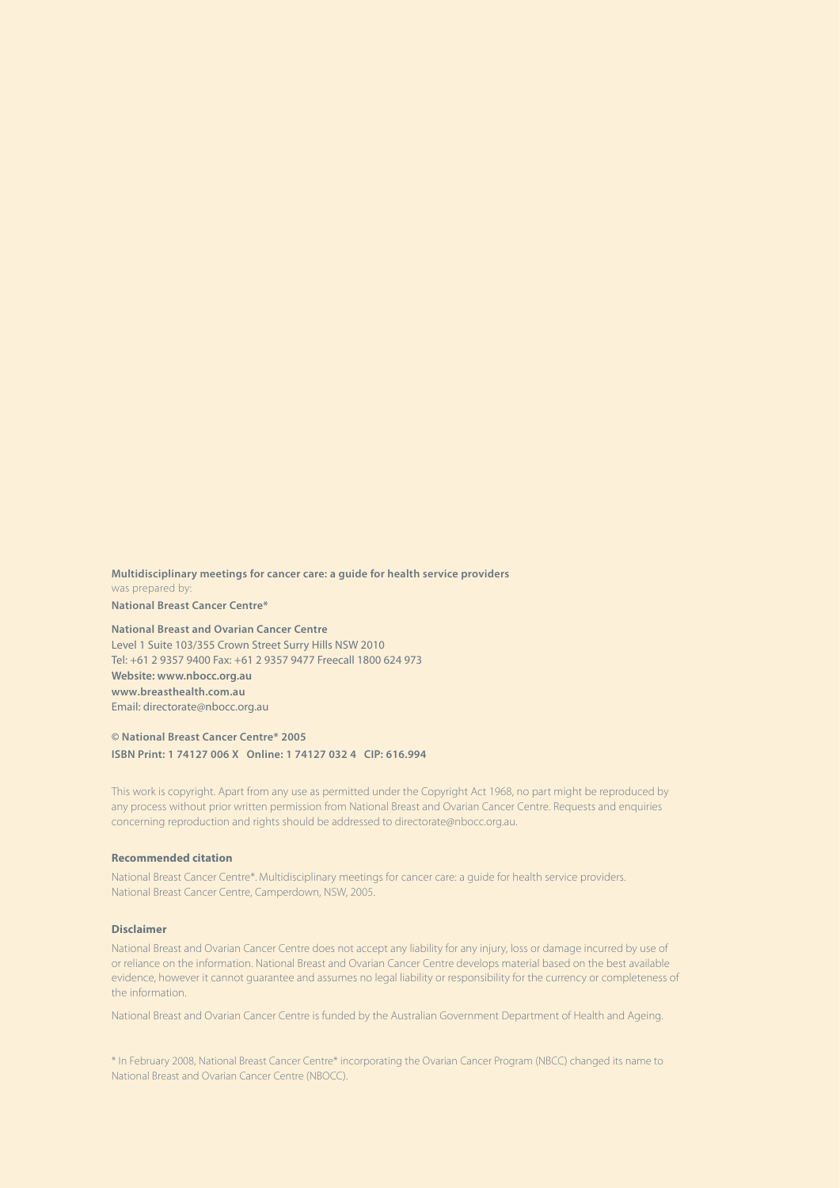**Multidisciplinary meetings for cancer care: a guide for health service providers**
was prepared by:
**National Breast Cancer Centre***

**National Breast and Ovarian Cancer Centre**
Level 1 Suite 103/355 Crown Street Surry Hills NSW 2010
Tel: +61 2 9357 9400 Fax: +61 2 9357 9477 Freecall 1800 624 973
**Website: www.nbocc.org.au**
**www.breasthealth.com.au**
Email: directorate@nbocc.org.au

**© National Breast Cancer Centre* 2005**
**ISBN Print: 1 74127 006 X Online: 1 74127 032 4 CIP: 616.994**

This work is copyright. Apart from any use as permitted under the Copyright Act 1968, no part might be reproduced by any process without prior written permission from National Breast and Ovarian Cancer Centre. Requests and enquiries concerning reproduction and rights should be addressed to directorate@nbocc.org.au.

**Recommended citation**

National Breast Cancer Centre*. Multidisciplinary meetings for cancer care: a guide for health service providers. National Breast Cancer Centre, Camperdown, NSW, 2005.

**Disclaimer**

National Breast and Ovarian Cancer Centre does not accept any liability for any injury, loss or damage incurred by use of or reliance on the information. National Breast and Ovarian Cancer Centre develops material based on the best available evidence, however it cannot guarantee and assumes no legal liability or responsibility for the currency or completeness of the information.

National Breast and Ovarian Cancer Centre is funded by the Australian Government Department of Health and Ageing.

* In February 2008, National Breast Cancer Centre* incorporating the Ovarian Cancer Program (NBCC) changed its name to National Breast and Ovarian Cancer Centre (NBOCC).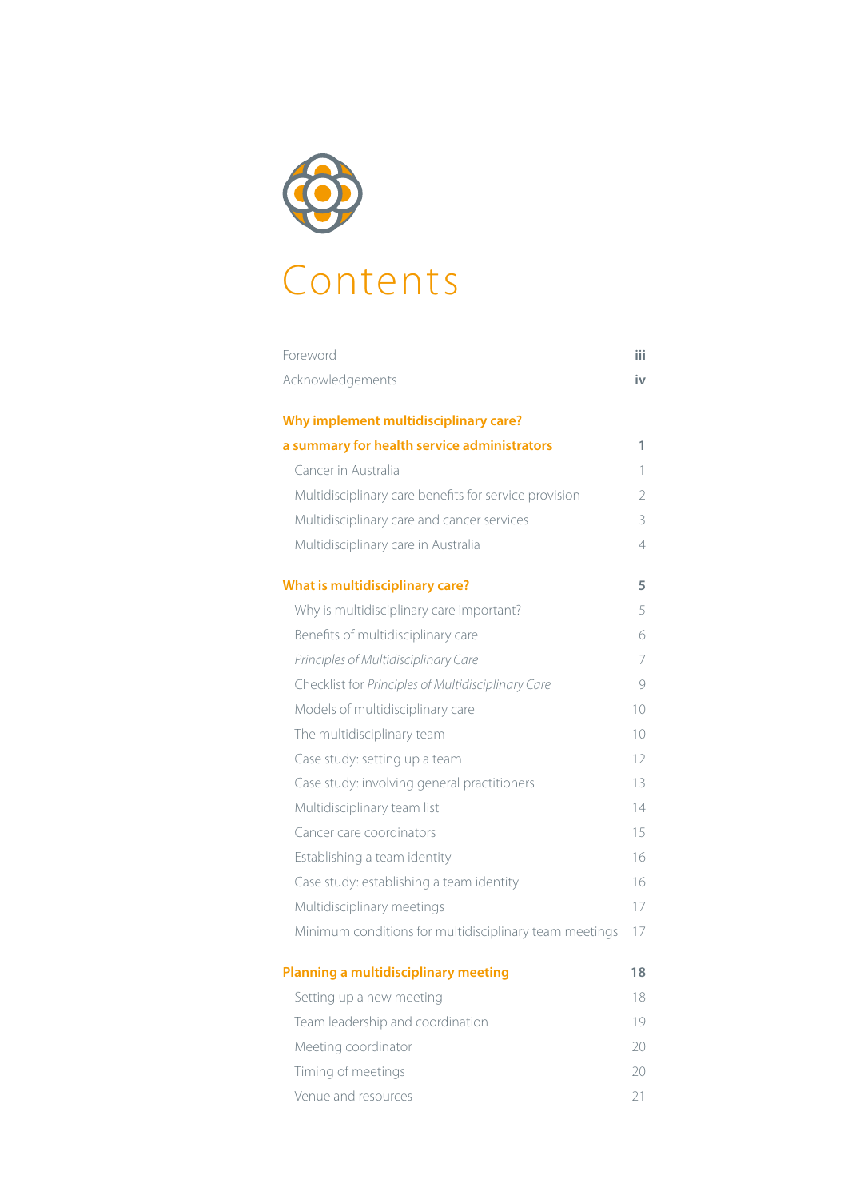# Contents

| | |
|---|---|
| Foreword | **iii** |
| Acknowledgements | **iv** |
| **Why implement multidisciplinary care? a summary for health service administrators** | **1** |
| Cancer in Australia | 1 |
| Multidisciplinary care benefits for service provision | 2 |
| Multidisciplinary care and cancer services | 3 |
| Multidisciplinary care in Australia | 4 |
| **What is multidisciplinary care?** | **5** |
| Why is multidisciplinary care important? | 5 |
| Benefits of multidisciplinary care | 6 |
| *Principles of Multidisciplinary Care* | 7 |
| Checklist for *Principles of Multidisciplinary Care* | 9 |
| Models of multidisciplinary care | 10 |
| The multidisciplinary team | 10 |
| Case study: setting up a team | 12 |
| Case study: involving general practitioners | 13 |
| Multidisciplinary team list | 14 |
| Cancer care coordinators | 15 |
| Establishing a team identity | 16 |
| Case study: establishing a team identity | 16 |
| Multidisciplinary meetings | 17 |
| Minimum conditions for multidisciplinary team meetings | 17 |
| **Planning a multidisciplinary meeting** | **18** |
| Setting up a new meeting | 18 |
| Team leadership and coordination | 19 |
| Meeting coordinator | 20 |
| Timing of meetings | 20 |
| Venue and resources | 21 |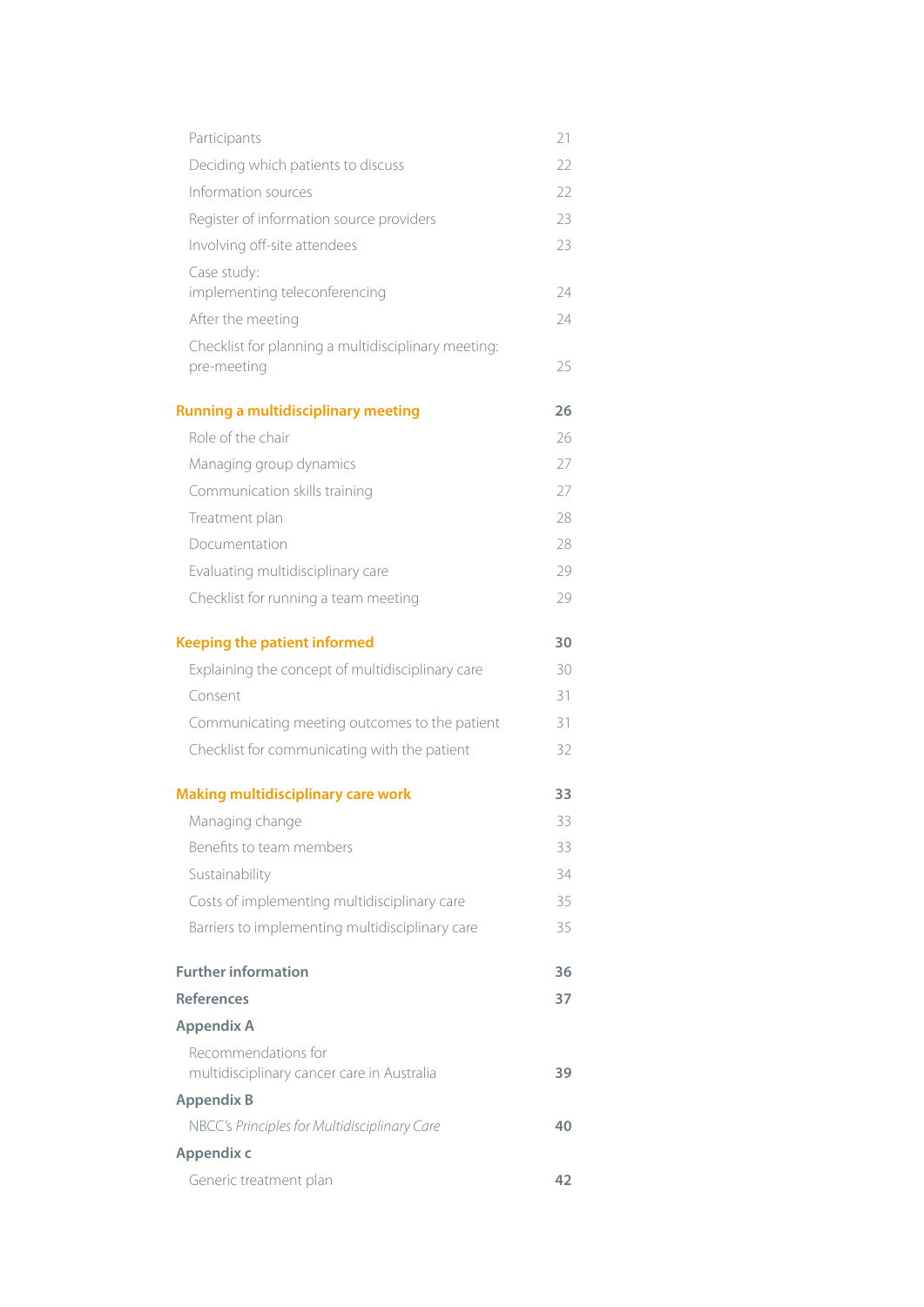| | |
|---|---|
| Participants | 21 |
| Deciding which patients to discuss | 22 |
| Information sources | 22 |
| Register of information source providers | 23 |
| Involving off-site attendees | 23 |
| Case study: implementing teleconferencing | 24 |
| After the meeting | 24 |
| Checklist for planning a multidisciplinary meeting: pre-meeting | 25 |
| **Running a multidisciplinary meeting** | **26** |
| Role of the chair | 26 |
| Managing group dynamics | 27 |
| Communication skills training | 27 |
| Treatment plan | 28 |
| Documentation | 28 |
| Evaluating multidisciplinary care | 29 |
| Checklist for running a team meeting | 29 |
| **Keeping the patient informed** | **30** |
| Explaining the concept of multidisciplinary care | 30 |
| Consent | 31 |
| Communicating meeting outcomes to the patient | 31 |
| Checklist for communicating with the patient | 32 |
| **Making multidisciplinary care work** | **33** |
| Managing change | 33 |
| Benefits to team members | 33 |
| Sustainability | 34 |
| Costs of implementing multidisciplinary care | 35 |
| Barriers to implementing multidisciplinary care | 35 |
| **Further information** | **36** |
| **References** | **37** |
| **Appendix A** | |
| Recommendations for multidisciplinary cancer care in Australia | **39** |
| **Appendix B** | |
| NBCC's *Principles for Multidisciplinary Care* | **40** |
| **Appendix c** | |
| Generic treatment plan | **42** |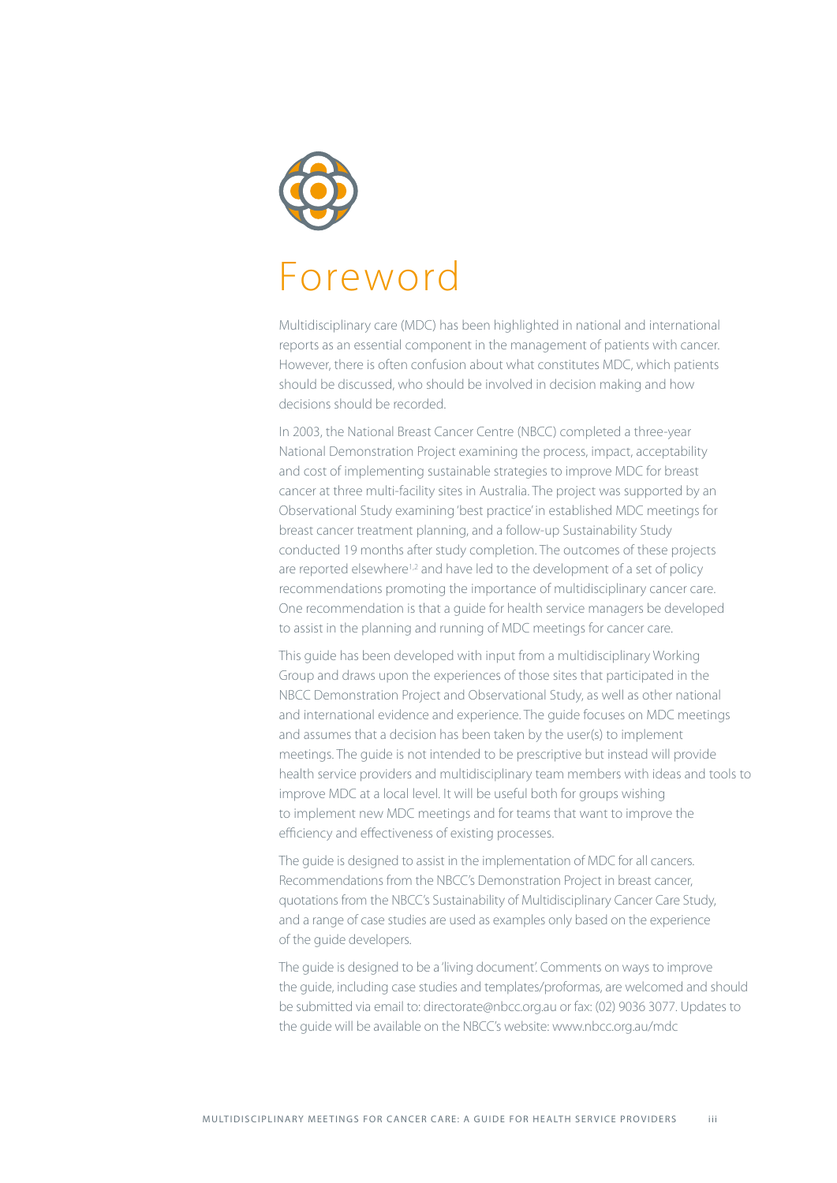# Foreword

Multidisciplinary care (MDC) has been highlighted in national and international reports as an essential component in the management of patients with cancer. However, there is often confusion about what constitutes MDC, which patients should be discussed, who should be involved in decision making and how decisions should be recorded.

In 2003, the National Breast Cancer Centre (NBCC) completed a three-year National Demonstration Project examining the process, impact, acceptability and cost of implementing sustainable strategies to improve MDC for breast cancer at three multi-facility sites in Australia. The project was supported by an Observational Study examining 'best practice' in established MDC meetings for breast cancer treatment planning, and a follow-up Sustainability Study conducted 19 months after study completion. The outcomes of these projects are reported elsewhere[1,2] and have led to the development of a set of policy recommendations promoting the importance of multidisciplinary cancer care. One recommendation is that a guide for health service managers be developed to assist in the planning and running of MDC meetings for cancer care.

This guide has been developed with input from a multidisciplinary Working Group and draws upon the experiences of those sites that participated in the NBCC Demonstration Project and Observational Study, as well as other national and international evidence and experience. The guide focuses on MDC meetings and assumes that a decision has been taken by the user(s) to implement meetings. The guide is not intended to be prescriptive but instead will provide health service providers and multidisciplinary team members with ideas and tools to improve MDC at a local level. It will be useful both for groups wishing to implement new MDC meetings and for teams that want to improve the efficiency and effectiveness of existing processes.

The guide is designed to assist in the implementation of MDC for all cancers. Recommendations from the NBCC's Demonstration Project in breast cancer, quotations from the NBCC's Sustainability of Multidisciplinary Cancer Care Study, and a range of case studies are used as examples only based on the experience of the guide developers.

The guide is designed to be a 'living document'. Comments on ways to improve the guide, including case studies and templates/proformas, are welcomed and should be submitted via email to: directorate@nbcc.org.au or fax: (02) 9036 3077. Updates to the guide will be available on the NBCC's website: www.nbcc.org.au/mdc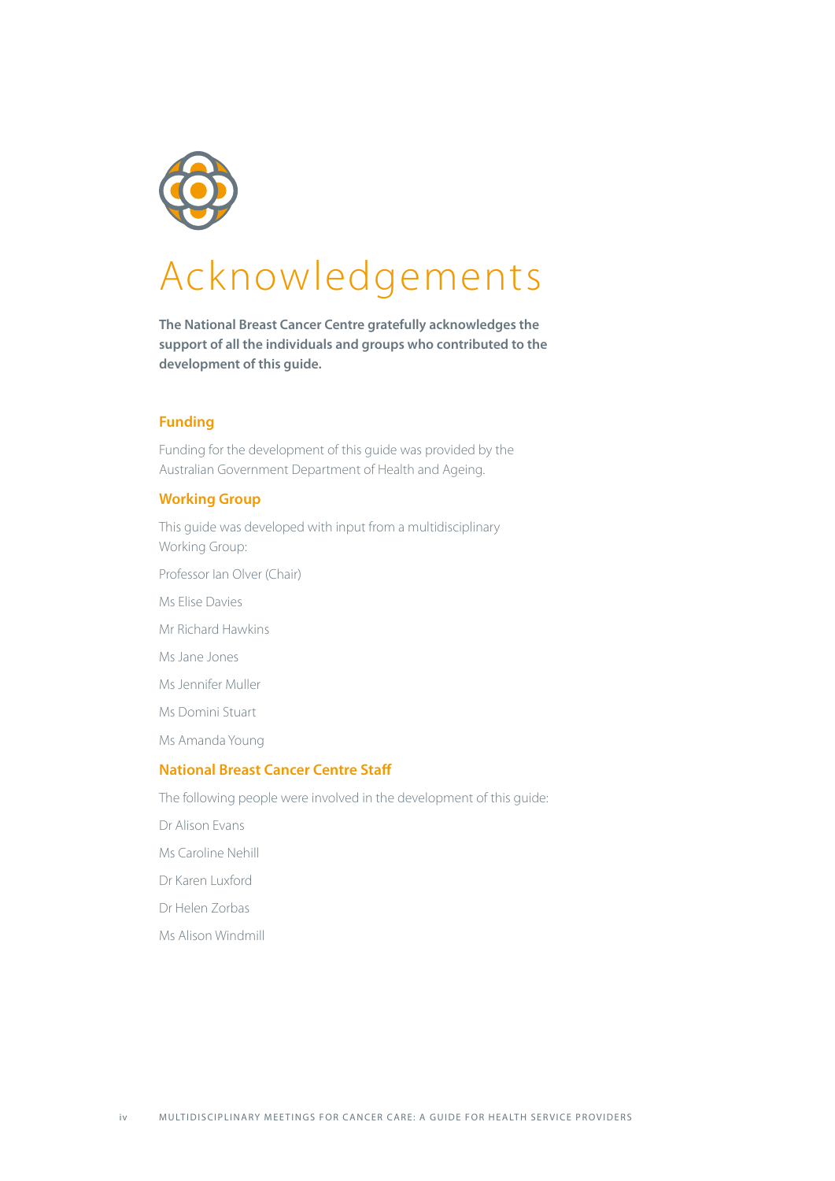# Acknowledgements

**The National Breast Cancer Centre gratefully acknowledges the support of all the individuals and groups who contributed to the development of this guide.**

## Funding

Funding for the development of this guide was provided by the Australian Government Department of Health and Ageing.

## Working Group

This guide was developed with input from a multidisciplinary Working Group:

Professor Ian Olver (Chair)

Ms Elise Davies

Mr Richard Hawkins

Ms Jane Jones

Ms Jennifer Muller

Ms Domini Stuart

Ms Amanda Young

## National Breast Cancer Centre Staff

The following people were involved in the development of this guide:

Dr Alison Evans

Ms Caroline Nehill

Dr Karen Luxford

Dr Helen Zorbas

Ms Alison Windmill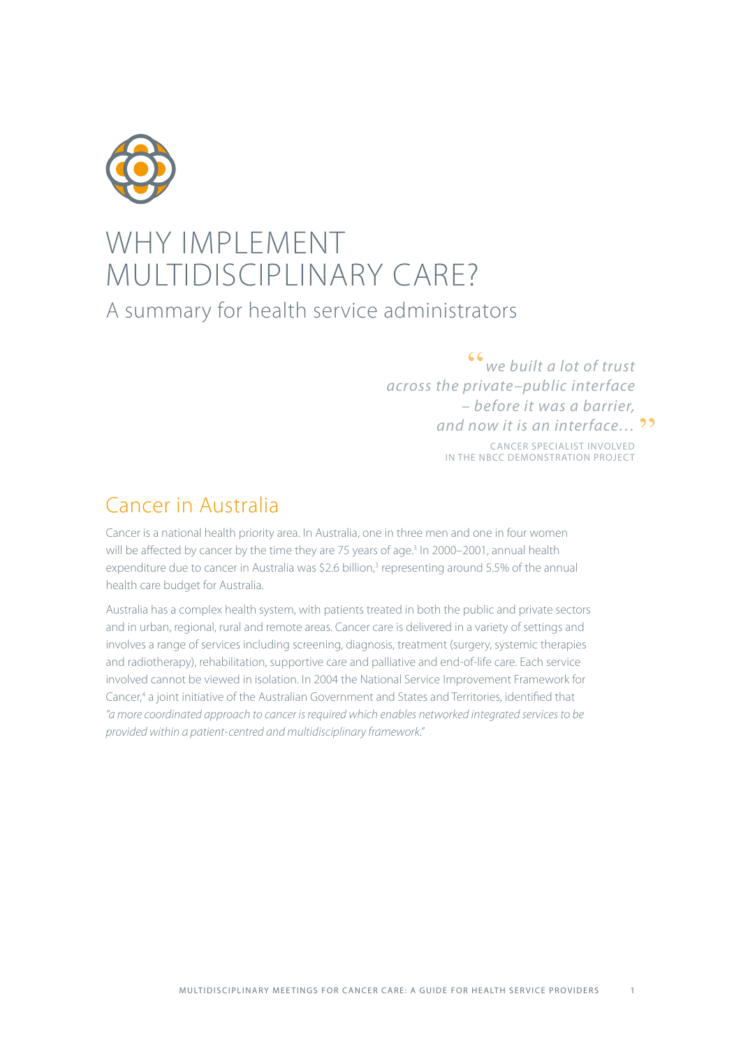# WHY IMPLEMENT MULTIDISCIPLINARY CARE?

## A summary for health service administrators

> *"we built a lot of trust across the private–public interface – before it was a barrier, and now it is an interface…"*
>
> CANCER SPECIALIST INVOLVED IN THE NBCC DEMONSTRATION PROJECT

## Cancer in Australia

Cancer is a national health priority area. In Australia, one in three men and one in four women will be affected by cancer by the time they are 75 years of age.[3] In 2000–2001, annual health expenditure due to cancer in Australia was $2.6 billion,[3] representing around 5.5% of the annual health care budget for Australia.

Australia has a complex health system, with patients treated in both the public and private sectors and in urban, regional, rural and remote areas. Cancer care is delivered in a variety of settings and involves a range of services including screening, diagnosis, treatment (surgery, systemic therapies and radiotherapy), rehabilitation, supportive care and palliative and end-of-life care. Each service involved cannot be viewed in isolation. In 2004 the National Service Improvement Framework for Cancer,[4] a joint initiative of the Australian Government and States and Territories, identified that *"a more coordinated approach to cancer is required which enables networked integrated services to be provided within a patient-centred and multidisciplinary framework."*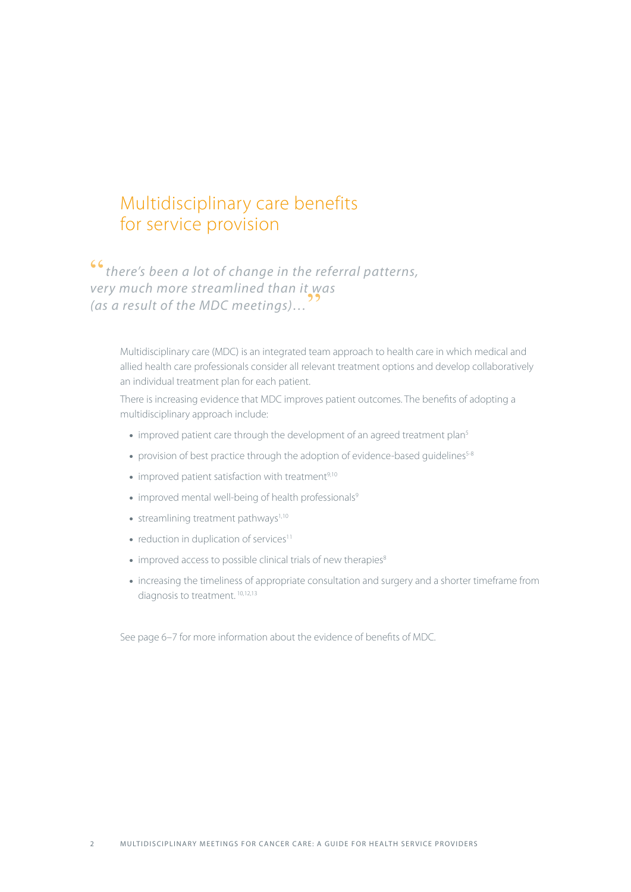# Multidisciplinary care benefits for service provision

*"there's been a lot of change in the referral patterns, very much more streamlined than it was (as a result of the MDC meetings)…"*

Multidisciplinary care (MDC) is an integrated team approach to health care in which medical and allied health care professionals consider all relevant treatment options and develop collaboratively an individual treatment plan for each patient.

There is increasing evidence that MDC improves patient outcomes. The benefits of adopting a multidisciplinary approach include:

- improved patient care through the development of an agreed treatment plan[5]
- provision of best practice through the adoption of evidence-based guidelines[5-8]
- improved patient satisfaction with treatment[9,10]
- improved mental well-being of health professionals[9]
- streamlining treatment pathways[1,10]
- reduction in duplication of services[11]
- improved access to possible clinical trials of new therapies[8]
- increasing the timeliness of appropriate consultation and surgery and a shorter timeframe from diagnosis to treatment.[10,12,13]

See page 6–7 for more information about the evidence of benefits of MDC.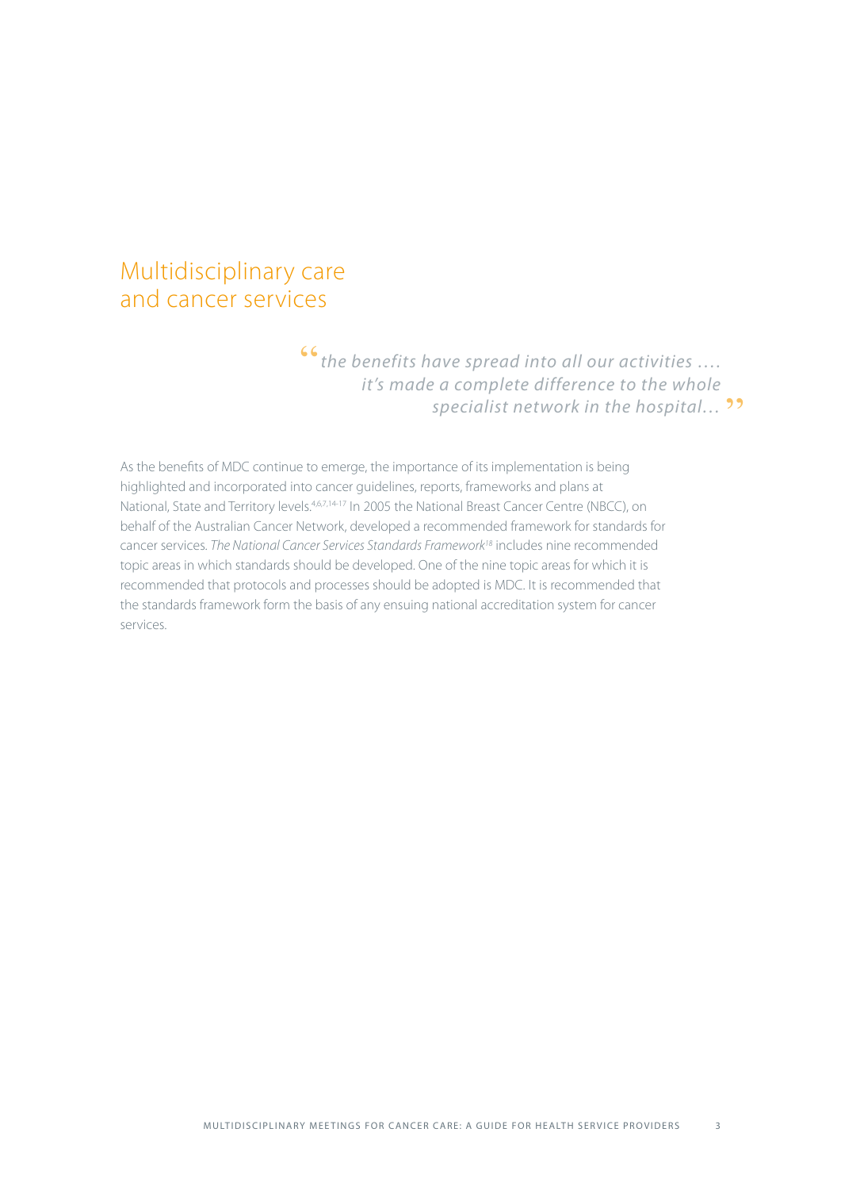# Multidisciplinary care and cancer services

> *"the benefits have spread into all our activities .... it's made a complete difference to the whole specialist network in the hospital..."*

As the benefits of MDC continue to emerge, the importance of its implementation is being highlighted and incorporated into cancer guidelines, reports, frameworks and plans at National, State and Territory levels.[4,6,7,14-17] In 2005 the National Breast Cancer Centre (NBCC), on behalf of the Australian Cancer Network, developed a recommended framework for standards for cancer services. *The National Cancer Services Standards Framework*[18] includes nine recommended topic areas in which standards should be developed. One of the nine topic areas for which it is recommended that protocols and processes should be adopted is MDC. It is recommended that the standards framework form the basis of any ensuing national accreditation system for cancer services.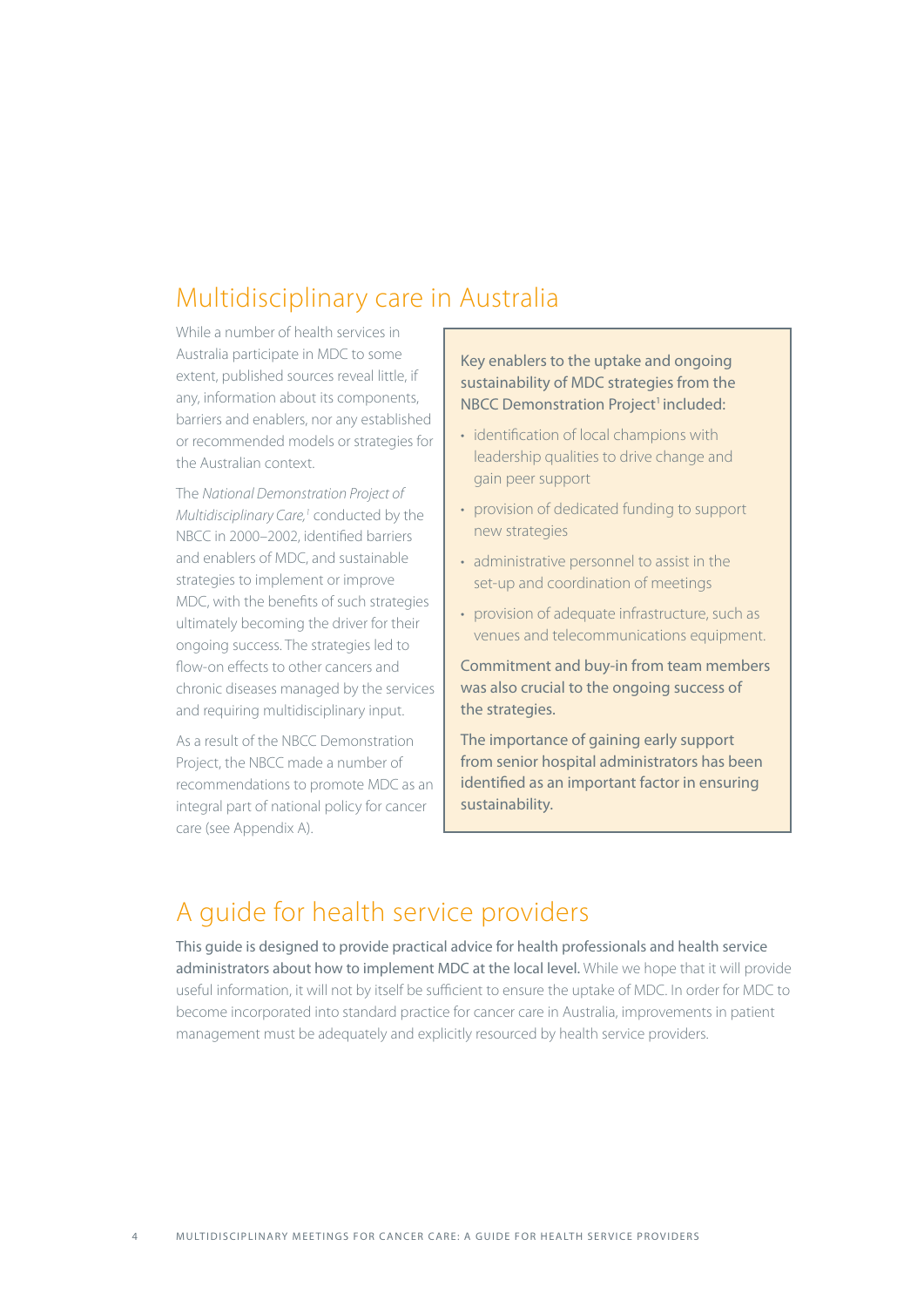## Multidisciplinary care in Australia

While a number of health services in Australia participate in MDC to some extent, published sources reveal little, if any, information about its components, barriers and enablers, nor any established or recommended models or strategies for the Australian context.

The *National Demonstration Project of Multidisciplinary Care,*[1] conducted by the NBCC in 2000–2002, identified barriers and enablers of MDC, and sustainable strategies to implement or improve MDC, with the benefits of such strategies ultimately becoming the driver for their ongoing success. The strategies led to flow-on effects to other cancers and chronic diseases managed by the services and requiring multidisciplinary input.

As a result of the NBCC Demonstration Project, the NBCC made a number of recommendations to promote MDC as an integral part of national policy for cancer care (see Appendix A).

> Key enablers to the uptake and ongoing sustainability of MDC strategies from the NBCC Demonstration Project[1] included:
>
> - identification of local champions with leadership qualities to drive change and gain peer support
> - provision of dedicated funding to support new strategies
> - administrative personnel to assist in the set-up and coordination of meetings
> - provision of adequate infrastructure, such as venues and telecommunications equipment.
>
> Commitment and buy-in from team members was also crucial to the ongoing success of the strategies.
>
> The importance of gaining early support from senior hospital administrators has been identified as an important factor in ensuring sustainability.

## A guide for health service providers

**This guide is designed to provide practical advice for health professionals and health service administrators about how to implement MDC at the local level.** While we hope that it will provide useful information, it will not by itself be sufficient to ensure the uptake of MDC. In order for MDC to become incorporated into standard practice for cancer care in Australia, improvements in patient management must be adequately and explicitly resourced by health service providers.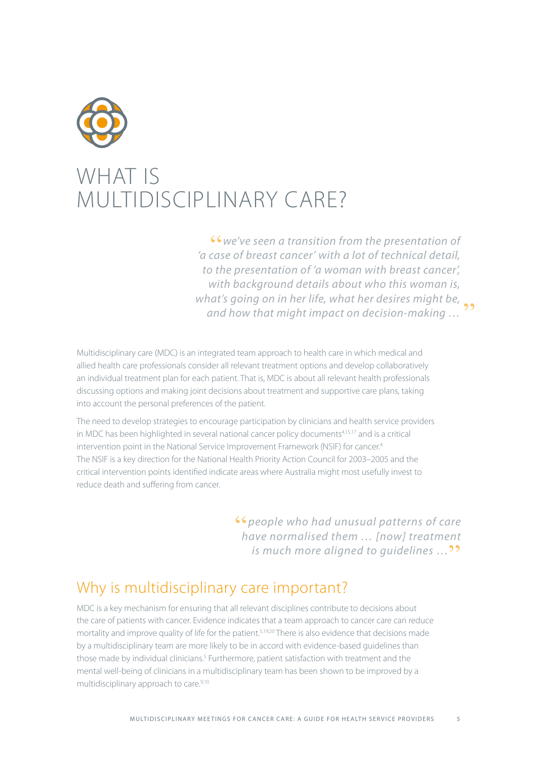# WHAT IS MULTIDISCIPLINARY CARE?

> *"we've seen a transition from the presentation of 'a case of breast cancer' with a lot of technical detail, to the presentation of 'a woman with breast cancer', with background details about who this woman is, what's going on in her life, what her desires might be, and how that might impact on decision-making …"*

Multidisciplinary care (MDC) is an integrated team approach to health care in which medical and allied health care professionals consider all relevant treatment options and develop collaboratively an individual treatment plan for each patient. That is, MDC is about all relevant health professionals discussing options and making joint decisions about treatment and supportive care plans, taking into account the personal preferences of the patient.

The need to develop strategies to encourage participation by clinicians and health service providers in MDC has been highlighted in several national cancer policy documents[4,15,17] and is a critical intervention point in the National Service Improvement Framework (NSIF) for cancer.[4] The NSIF is a key direction for the National Health Priority Action Council for 2003–2005 and the critical intervention points identified indicate areas where Australia might most usefully invest to reduce death and suffering from cancer.

> *"people who had unusual patterns of care have normalised them … [now] treatment is much more aligned to guidelines …"*

## Why is multidisciplinary care important?

MDC is a key mechanism for ensuring that all relevant disciplines contribute to decisions about the care of patients with cancer. Evidence indicates that a team approach to cancer care can reduce mortality and improve quality of life for the patient.[5,19,20] There is also evidence that decisions made by a multidisciplinary team are more likely to be in accord with evidence-based guidelines than those made by individual clinicians.[5] Furthermore, patient satisfaction with treatment and the mental well-being of clinicians in a multidisciplinary team has been shown to be improved by a multidisciplinary approach to care.[9,10]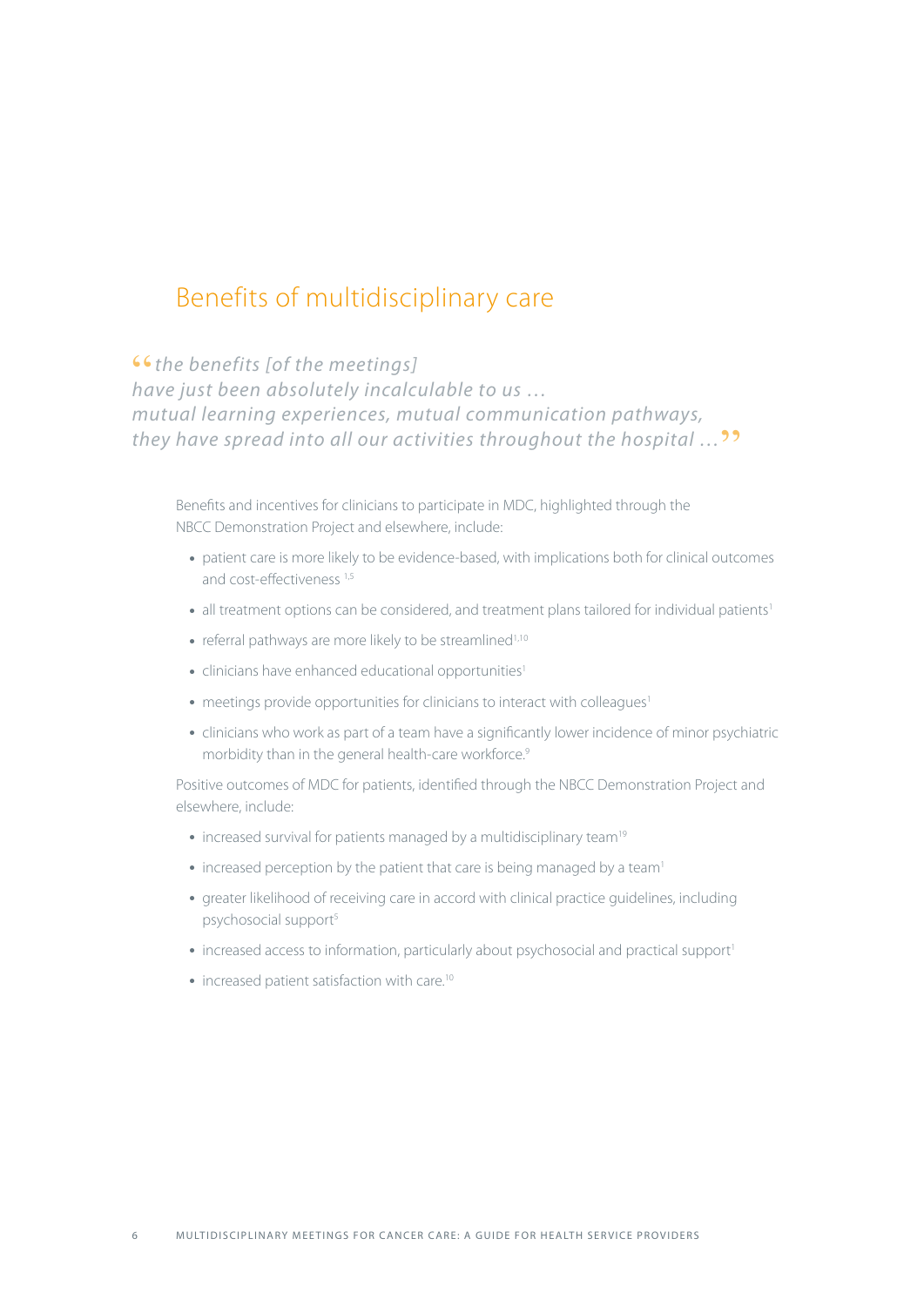## Benefits of multidisciplinary care

> *"the benefits [of the meetings] have just been absolutely incalculable to us … mutual learning experiences, mutual communication pathways, they have spread into all our activities throughout the hospital …"*

Benefits and incentives for clinicians to participate in MDC, highlighted through the NBCC Demonstration Project and elsewhere, include:

- patient care is more likely to be evidence-based, with implications both for clinical outcomes and cost-effectiveness [1,5]
- all treatment options can be considered, and treatment plans tailored for individual patients[1]
- referral pathways are more likely to be streamlined[1,10]
- clinicians have enhanced educational opportunities[1]
- meetings provide opportunities for clinicians to interact with colleagues[1]
- clinicians who work as part of a team have a significantly lower incidence of minor psychiatric morbidity than in the general health-care workforce.[9]

Positive outcomes of MDC for patients, identified through the NBCC Demonstration Project and elsewhere, include:

- increased survival for patients managed by a multidisciplinary team[19]
- increased perception by the patient that care is being managed by a team[1]
- greater likelihood of receiving care in accord with clinical practice guidelines, including psychosocial support[5]
- increased access to information, particularly about psychosocial and practical support[1]
- increased patient satisfaction with care.[10]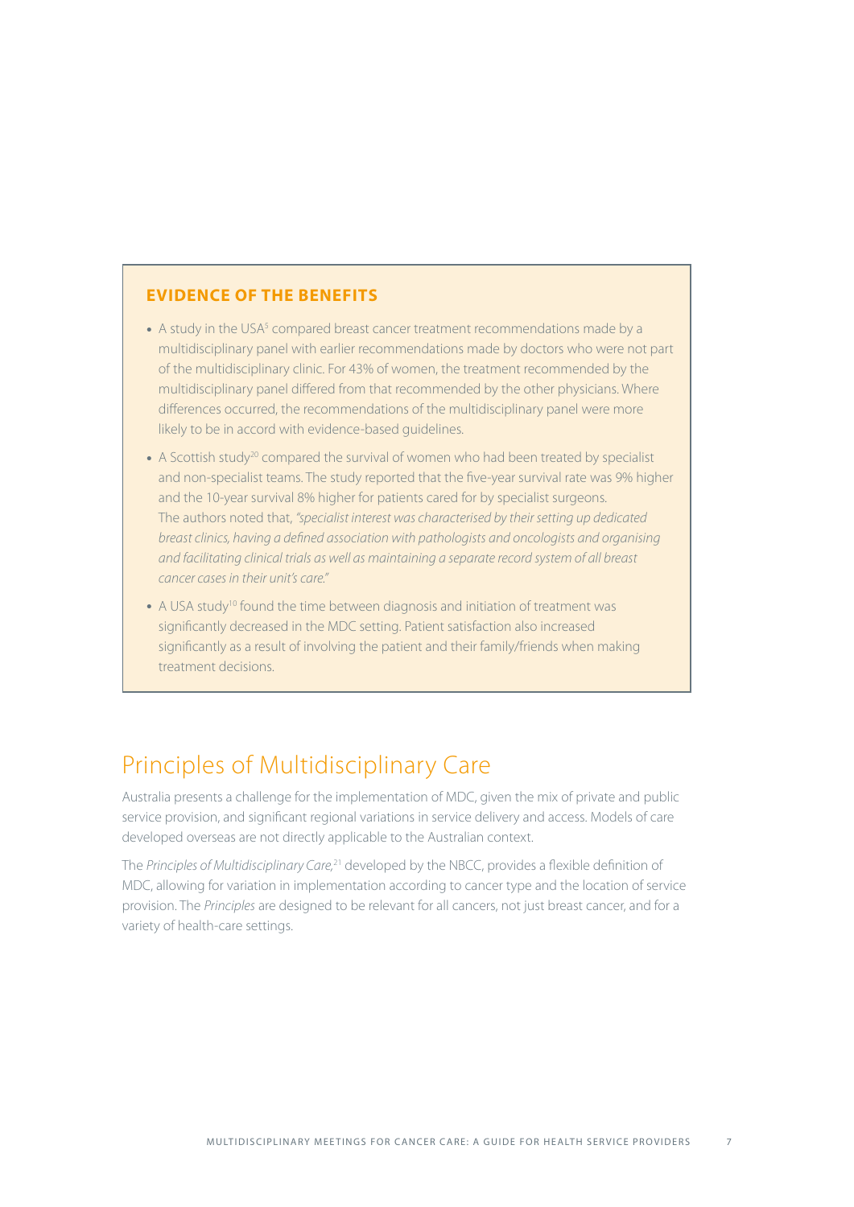### EVIDENCE OF THE BENEFITS

- A study in the USA[5] compared breast cancer treatment recommendations made by a multidisciplinary panel with earlier recommendations made by doctors who were not part of the multidisciplinary clinic. For 43% of women, the treatment recommended by the multidisciplinary panel differed from that recommended by the other physicians. Where differences occurred, the recommendations of the multidisciplinary panel were more likely to be in accord with evidence-based guidelines.
- A Scottish study[20] compared the survival of women who had been treated by specialist and non-specialist teams. The study reported that the five-year survival rate was 9% higher and the 10-year survival 8% higher for patients cared for by specialist surgeons. The authors noted that, *"specialist interest was characterised by their setting up dedicated breast clinics, having a defined association with pathologists and oncologists and organising and facilitating clinical trials as well as maintaining a separate record system of all breast cancer cases in their unit's care."*
- A USA study[10] found the time between diagnosis and initiation of treatment was significantly decreased in the MDC setting. Patient satisfaction also increased significantly as a result of involving the patient and their family/friends when making treatment decisions.

## Principles of Multidisciplinary Care

Australia presents a challenge for the implementation of MDC, given the mix of private and public service provision, and significant regional variations in service delivery and access. Models of care developed overseas are not directly applicable to the Australian context.

The *Principles of Multidisciplinary Care,*[21] developed by the NBCC, provides a flexible definition of MDC, allowing for variation in implementation according to cancer type and the location of service provision. The *Principles* are designed to be relevant for all cancers, not just breast cancer, and for a variety of health-care settings.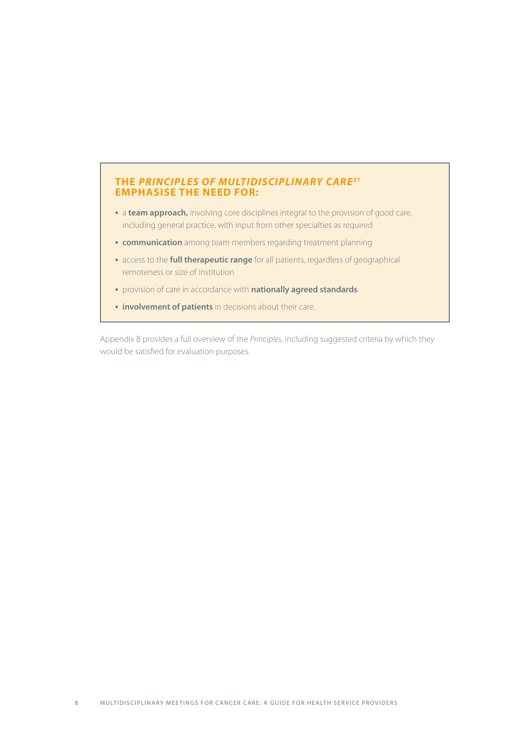### THE *PRINCIPLES OF MULTIDISCIPLINARY CARE*[21] EMPHASISE THE NEED FOR:

- a **team approach,** involving core disciplines integral to the provision of good care, including general practice, with input from other specialties as required
- **communication** among team members regarding treatment planning
- access to the **full therapeutic range** for all patients, regardless of geographical remoteness or size of institution
- provision of care in accordance with **nationally agreed standards**
- **involvement of patients** in decisions about their care.

Appendix B provides a full overview of the *Principles,* including suggested criteria by which they would be satisfied for evaluation purposes.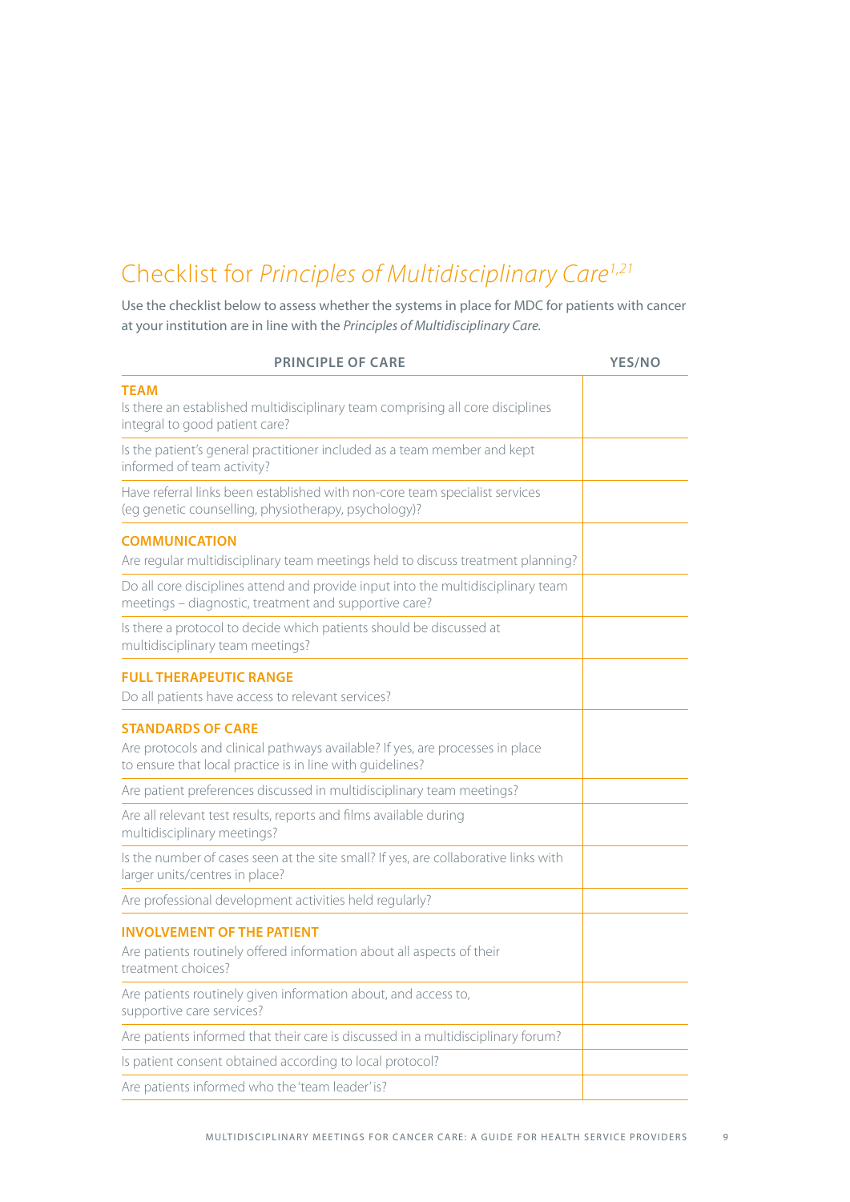## Checklist for *Principles of Multidisciplinary Care*[1,21]

Use the checklist below to assess whether the systems in place for MDC for patients with cancer at your institution are in line with the *Principles of Multidisciplinary Care.*

| PRINCIPLE OF CARE | YES/NO |
| --- | --- |
| **TEAM**<br>Is there an established multidisciplinary team comprising all core disciplines integral to good patient care? | |
| Is the patient's general practitioner included as a team member and kept informed of team activity? | |
| Have referral links been established with non-core team specialist services (eg genetic counselling, physiotherapy, psychology)? | |
| **COMMUNICATION**<br>Are regular multidisciplinary team meetings held to discuss treatment planning? | |
| Do all core disciplines attend and provide input into the multidisciplinary team meetings – diagnostic, treatment and supportive care? | |
| Is there a protocol to decide which patients should be discussed at multidisciplinary team meetings? | |
| **FULL THERAPEUTIC RANGE**<br>Do all patients have access to relevant services? | |
| **STANDARDS OF CARE**<br>Are protocols and clinical pathways available? If yes, are processes in place to ensure that local practice is in line with guidelines? | |
| Are patient preferences discussed in multidisciplinary team meetings? | |
| Are all relevant test results, reports and films available during multidisciplinary meetings? | |
| Is the number of cases seen at the site small? If yes, are collaborative links with larger units/centres in place? | |
| Are professional development activities held regularly? | |
| **INVOLVEMENT OF THE PATIENT**<br>Are patients routinely offered information about all aspects of their treatment choices? | |
| Are patients routinely given information about, and access to, supportive care services? | |
| Are patients informed that their care is discussed in a multidisciplinary forum? | |
| Is patient consent obtained according to local protocol? | |
| Are patients informed who the 'team leader' is? | |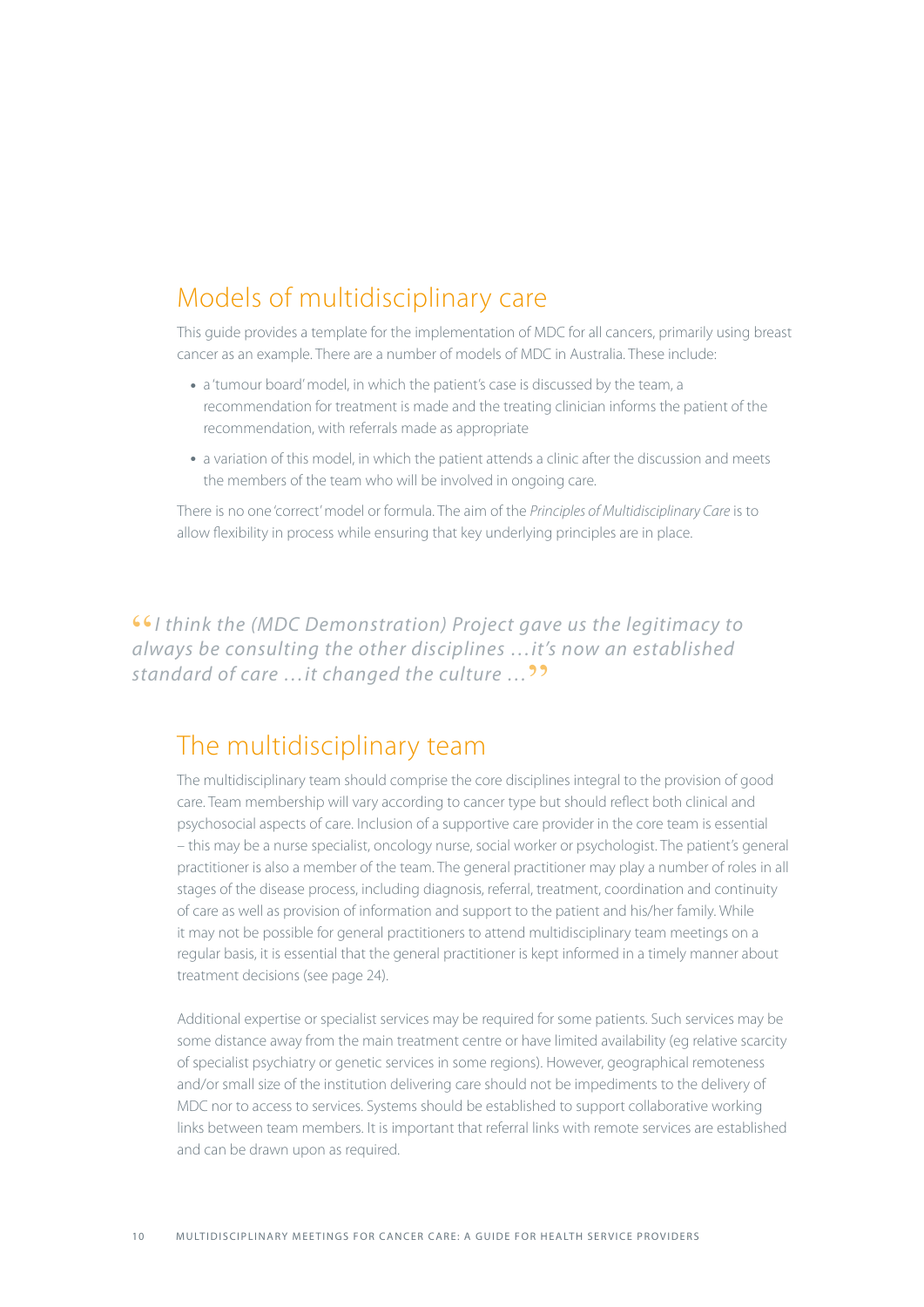## Models of multidisciplinary care

This guide provides a template for the implementation of MDC for all cancers, primarily using breast cancer as an example. There are a number of models of MDC in Australia. These include:

- a 'tumour board' model, in which the patient's case is discussed by the team, a recommendation for treatment is made and the treating clinician informs the patient of the recommendation, with referrals made as appropriate
- a variation of this model, in which the patient attends a clinic after the discussion and meets the members of the team who will be involved in ongoing care.

There is no one 'correct' model or formula. The aim of the *Principles of Multidisciplinary Care* is to allow flexibility in process while ensuring that key underlying principles are in place.

> *"I think the (MDC Demonstration) Project gave us the legitimacy to always be consulting the other disciplines …it's now an established standard of care …it changed the culture …"*

## The multidisciplinary team

The multidisciplinary team should comprise the core disciplines integral to the provision of good care. Team membership will vary according to cancer type but should reflect both clinical and psychosocial aspects of care. Inclusion of a supportive care provider in the core team is essential – this may be a nurse specialist, oncology nurse, social worker or psychologist. The patient's general practitioner is also a member of the team. The general practitioner may play a number of roles in all stages of the disease process, including diagnosis, referral, treatment, coordination and continuity of care as well as provision of information and support to the patient and his/her family. While it may not be possible for general practitioners to attend multidisciplinary team meetings on a regular basis, it is essential that the general practitioner is kept informed in a timely manner about treatment decisions (see page 24).

Additional expertise or specialist services may be required for some patients. Such services may be some distance away from the main treatment centre or have limited availability (eg relative scarcity of specialist psychiatry or genetic services in some regions). However, geographical remoteness and/or small size of the institution delivering care should not be impediments to the delivery of MDC nor to access to services. Systems should be established to support collaborative working links between team members. It is important that referral links with remote services are established and can be drawn upon as required.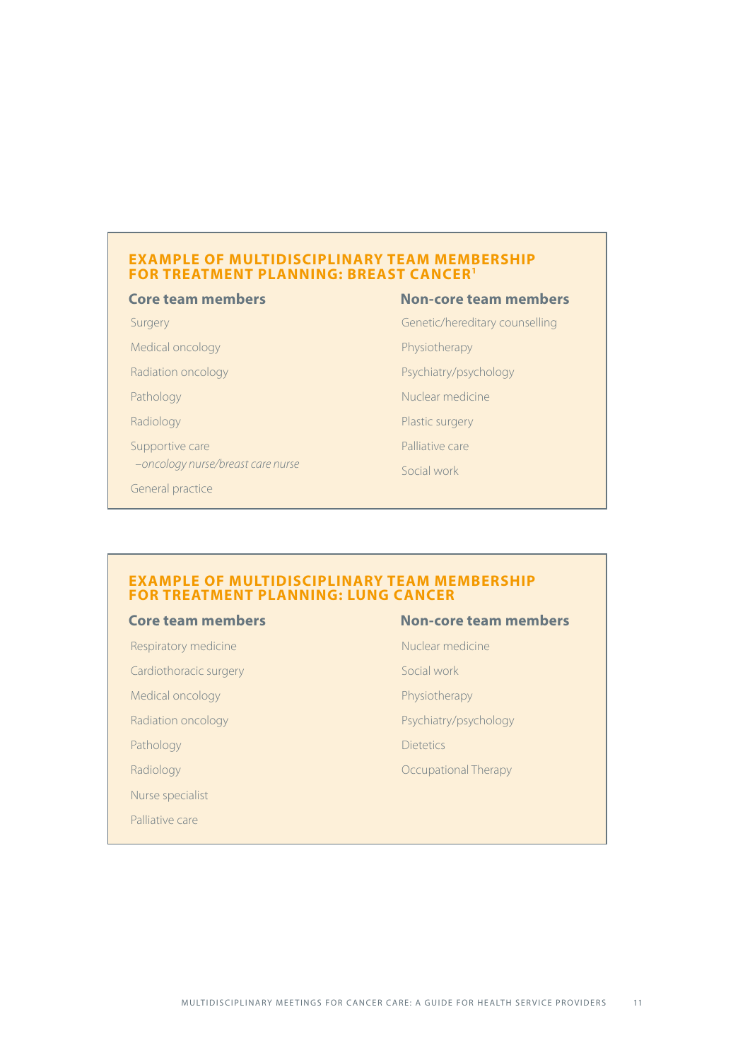## EXAMPLE OF MULTIDISCIPLINARY TEAM MEMBERSHIP FOR TREATMENT PLANNING: BREAST CANCER[1]

### Core team members

- Surgery
- Medical oncology
- Radiation oncology
- Pathology
- Radiology
- Supportive care
  - *–oncology nurse/breast care nurse*
- General practice

### Non-core team members

- Genetic/hereditary counselling
- Physiotherapy
- Psychiatry/psychology
- Nuclear medicine
- Plastic surgery
- Palliative care
- Social work

## EXAMPLE OF MULTIDISCIPLINARY TEAM MEMBERSHIP FOR TREATMENT PLANNING: LUNG CANCER

### Core team members

- Respiratory medicine
- Cardiothoracic surgery
- Medical oncology
- Radiation oncology
- Pathology
- Radiology
- Nurse specialist
- Palliative care

### Non-core team members

- Nuclear medicine
- Social work
- Physiotherapy
- Psychiatry/psychology
- Dietetics
- Occupational Therapy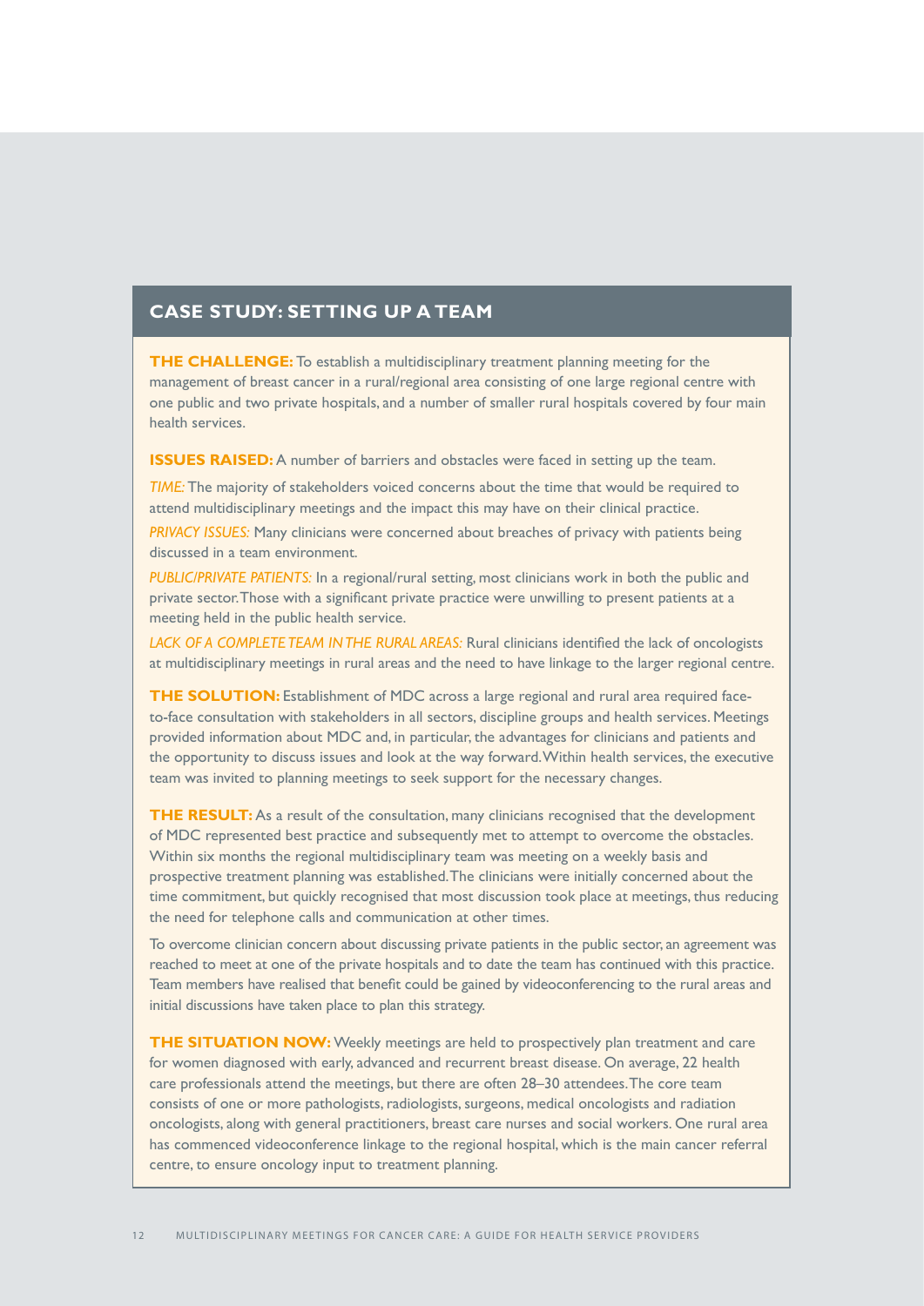## CASE STUDY: SETTING UP A TEAM

**THE CHALLENGE:** To establish a multidisciplinary treatment planning meeting for the management of breast cancer in a rural/regional area consisting of one large regional centre with one public and two private hospitals, and a number of smaller rural hospitals covered by four main health services.

**ISSUES RAISED:** A number of barriers and obstacles were faced in setting up the team.

*TIME:* The majority of stakeholders voiced concerns about the time that would be required to attend multidisciplinary meetings and the impact this may have on their clinical practice.

*PRIVACY ISSUES:* Many clinicians were concerned about breaches of privacy with patients being discussed in a team environment.

*PUBLIC/PRIVATE PATIENTS:* In a regional/rural setting, most clinicians work in both the public and private sector. Those with a significant private practice were unwilling to present patients at a meeting held in the public health service.

*LACK OF A COMPLETE TEAM IN THE RURAL AREAS:* Rural clinicians identified the lack of oncologists at multidisciplinary meetings in rural areas and the need to have linkage to the larger regional centre.

**THE SOLUTION:** Establishment of MDC across a large regional and rural area required face-to-face consultation with stakeholders in all sectors, discipline groups and health services. Meetings provided information about MDC and, in particular, the advantages for clinicians and patients and the opportunity to discuss issues and look at the way forward. Within health services, the executive team was invited to planning meetings to seek support for the necessary changes.

**THE RESULT:** As a result of the consultation, many clinicians recognised that the development of MDC represented best practice and subsequently met to attempt to overcome the obstacles. Within six months the regional multidisciplinary team was meeting on a weekly basis and prospective treatment planning was established. The clinicians were initially concerned about the time commitment, but quickly recognised that most discussion took place at meetings, thus reducing the need for telephone calls and communication at other times.

To overcome clinician concern about discussing private patients in the public sector, an agreement was reached to meet at one of the private hospitals and to date the team has continued with this practice. Team members have realised that benefit could be gained by videoconferencing to the rural areas and initial discussions have taken place to plan this strategy.

**THE SITUATION NOW:** Weekly meetings are held to prospectively plan treatment and care for women diagnosed with early, advanced and recurrent breast disease. On average, 22 health care professionals attend the meetings, but there are often 28–30 attendees. The core team consists of one or more pathologists, radiologists, surgeons, medical oncologists and radiation oncologists, along with general practitioners, breast care nurses and social workers. One rural area has commenced videoconference linkage to the regional hospital, which is the main cancer referral centre, to ensure oncology input to treatment planning.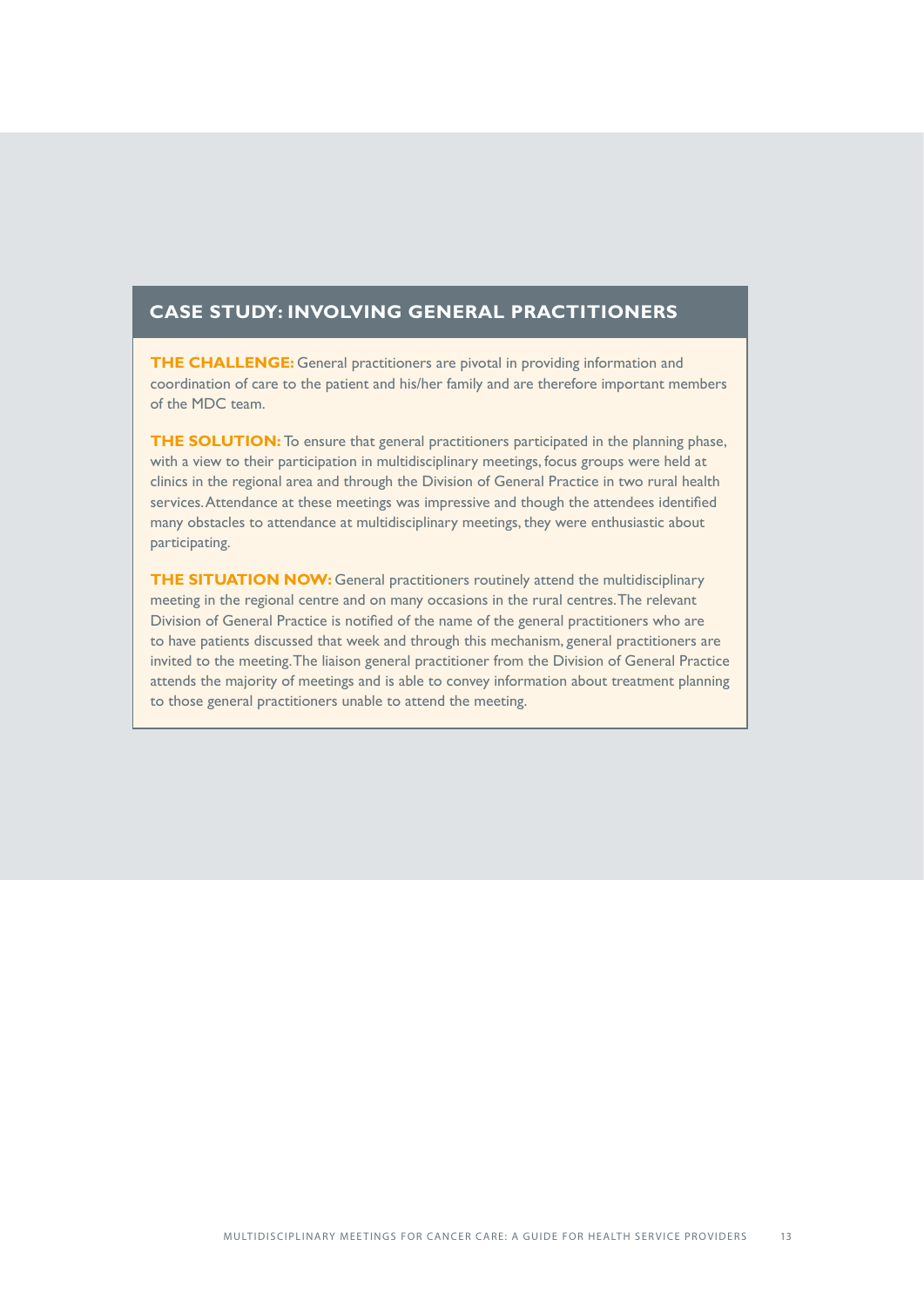## CASE STUDY: INVOLVING GENERAL PRACTITIONERS

**THE CHALLENGE:** General practitioners are pivotal in providing information and coordination of care to the patient and his/her family and are therefore important members of the MDC team.

**THE SOLUTION:** To ensure that general practitioners participated in the planning phase, with a view to their participation in multidisciplinary meetings, focus groups were held at clinics in the regional area and through the Division of General Practice in two rural health services. Attendance at these meetings was impressive and though the attendees identified many obstacles to attendance at multidisciplinary meetings, they were enthusiastic about participating.

**THE SITUATION NOW:** General practitioners routinely attend the multidisciplinary meeting in the regional centre and on many occasions in the rural centres. The relevant Division of General Practice is notified of the name of the general practitioners who are to have patients discussed that week and through this mechanism, general practitioners are invited to the meeting. The liaison general practitioner from the Division of General Practice attends the majority of meetings and is able to convey information about treatment planning to those general practitioners unable to attend the meeting.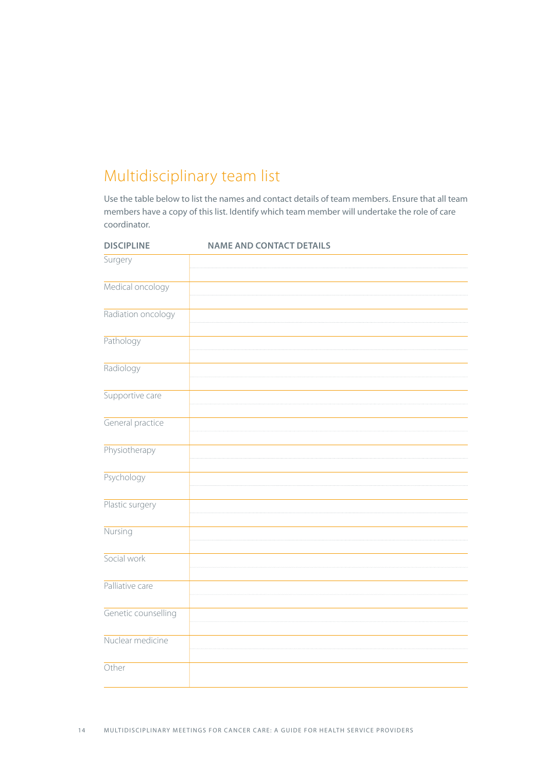## Multidisciplinary team list

Use the table below to list the names and contact details of team members. Ensure that all team members have a copy of this list. Identify which team member will undertake the role of care coordinator.

| DISCIPLINE | NAME AND CONTACT DETAILS |
|---|---|
| Surgery | |
| Medical oncology | |
| Radiation oncology | |
| Pathology | |
| Radiology | |
| Supportive care | |
| General practice | |
| Physiotherapy | |
| Psychology | |
| Plastic surgery | |
| Nursing | |
| Social work | |
| Palliative care | |
| Genetic counselling | |
| Nuclear medicine | |
| Other | |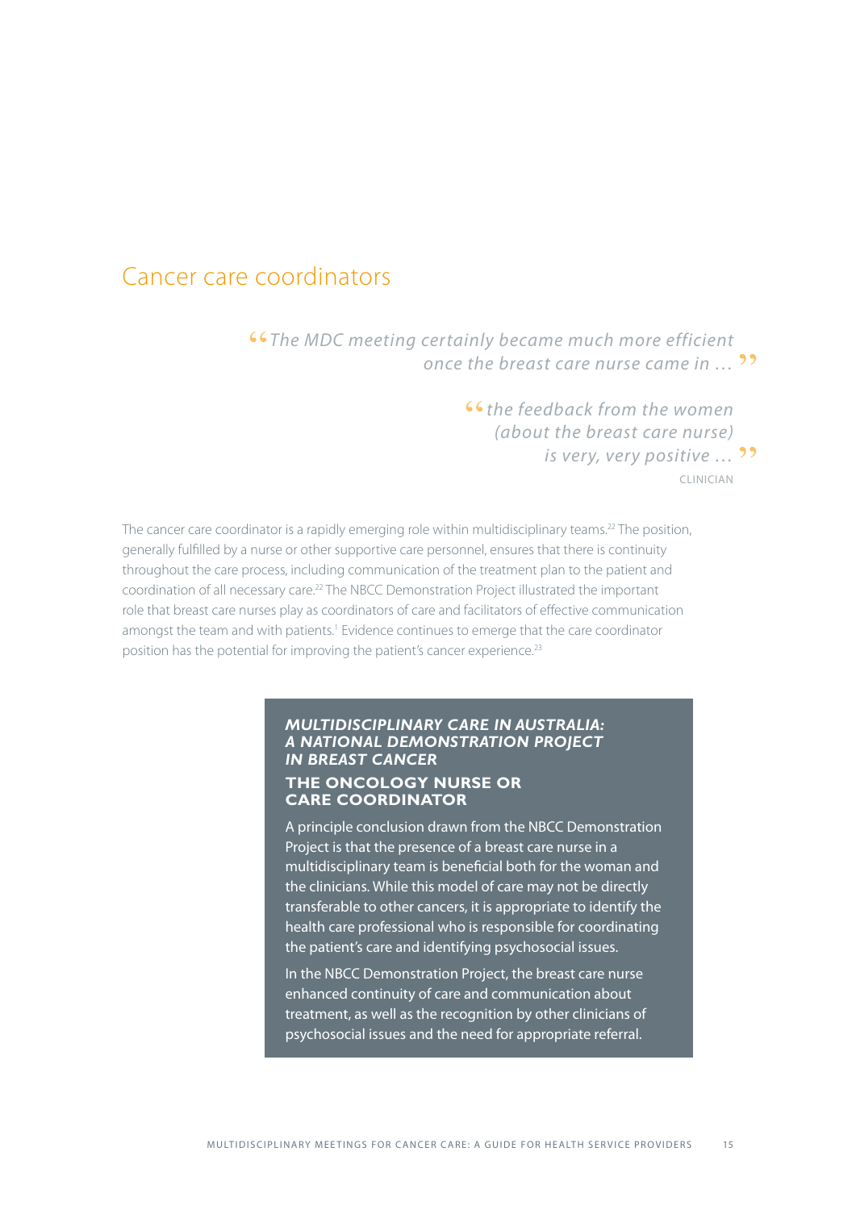## Cancer care coordinators

> *"The MDC meeting certainly became much more efficient once the breast care nurse came in …"*
>
> *"the feedback from the women (about the breast care nurse) is very, very positive …"*
>
> CLINICIAN

The cancer care coordinator is a rapidly emerging role within multidisciplinary teams.[22] The position, generally fulfilled by a nurse or other supportive care personnel, ensures that there is continuity throughout the care process, including communication of the treatment plan to the patient and coordination of all necessary care.[22] The NBCC Demonstration Project illustrated the important role that breast care nurses play as coordinators of care and facilitators of effective communication amongst the team and with patients.[1] Evidence continues to emerge that the care coordinator position has the potential for improving the patient's cancer experience.[23]

### *MULTIDISCIPLINARY CARE IN AUSTRALIA: A NATIONAL DEMONSTRATION PROJECT IN BREAST CANCER*

#### THE ONCOLOGY NURSE OR CARE COORDINATOR

A principle conclusion drawn from the NBCC Demonstration Project is that the presence of a breast care nurse in a multidisciplinary team is beneficial both for the woman and the clinicians. While this model of care may not be directly transferable to other cancers, it is appropriate to identify the health care professional who is responsible for coordinating the patient's care and identifying psychosocial issues.

In the NBCC Demonstration Project, the breast care nurse enhanced continuity of care and communication about treatment, as well as the recognition by other clinicians of psychosocial issues and the need for appropriate referral.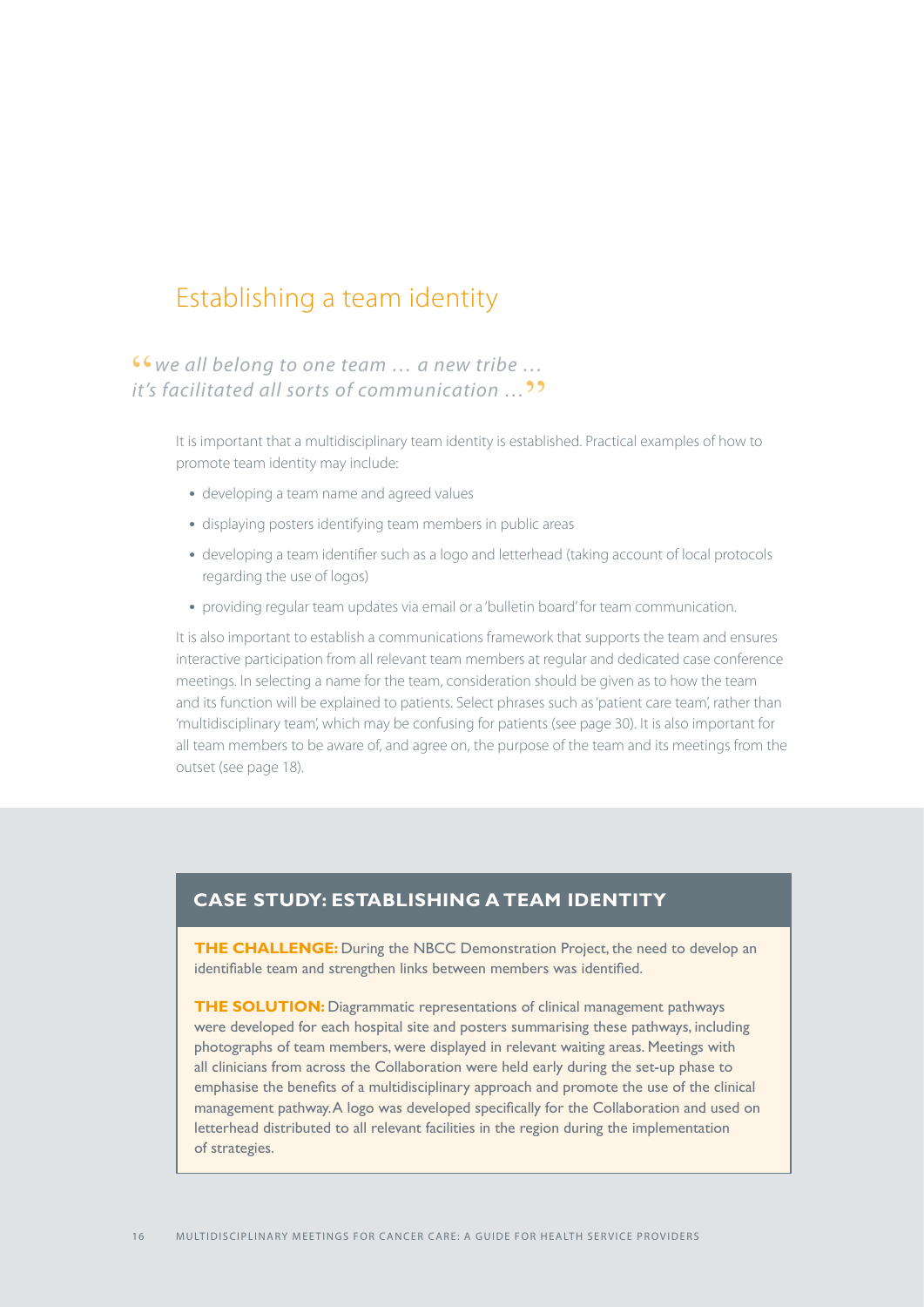## Establishing a team identity

*"we all belong to one team … a new tribe … it's facilitated all sorts of communication …"*

It is important that a multidisciplinary team identity is established. Practical examples of how to promote team identity may include:

- developing a team name and agreed values
- displaying posters identifying team members in public areas
- developing a team identifier such as a logo and letterhead (taking account of local protocols regarding the use of logos)
- providing regular team updates via email or a 'bulletin board' for team communication.

It is also important to establish a communications framework that supports the team and ensures interactive participation from all relevant team members at regular and dedicated case conference meetings. In selecting a name for the team, consideration should be given as to how the team and its function will be explained to patients. Select phrases such as 'patient care team', rather than 'multidisciplinary team', which may be confusing for patients (see page 30). It is also important for all team members to be aware of, and agree on, the purpose of the team and its meetings from the outset (see page 18).

### CASE STUDY: ESTABLISHING A TEAM IDENTITY

**THE CHALLENGE:** During the NBCC Demonstration Project, the need to develop an identifiable team and strengthen links between members was identified.

**THE SOLUTION:** Diagrammatic representations of clinical management pathways were developed for each hospital site and posters summarising these pathways, including photographs of team members, were displayed in relevant waiting areas. Meetings with all clinicians from across the Collaboration were held early during the set-up phase to emphasise the benefits of a multidisciplinary approach and promote the use of the clinical management pathway. A logo was developed specifically for the Collaboration and used on letterhead distributed to all relevant facilities in the region during the implementation of strategies.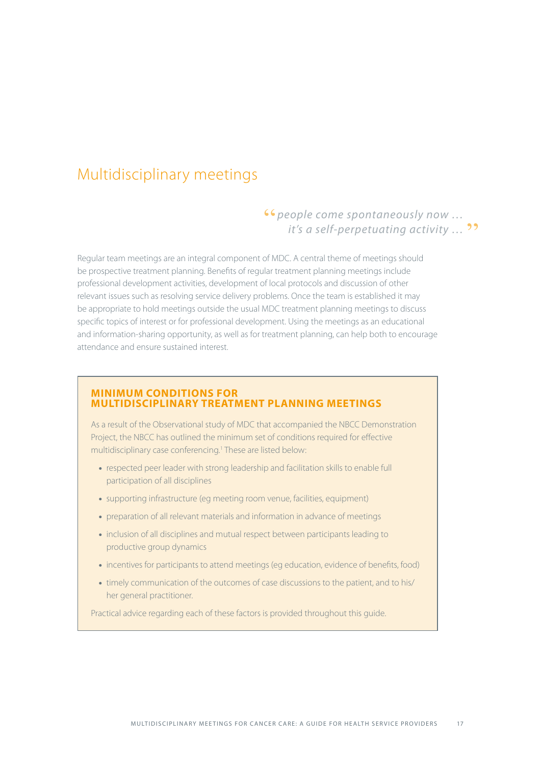# Multidisciplinary meetings

> *"people come spontaneously now … it's a self-perpetuating activity …"*

Regular team meetings are an integral component of MDC. A central theme of meetings should be prospective treatment planning. Benefits of regular treatment planning meetings include professional development activities, development of local protocols and discussion of other relevant issues such as resolving service delivery problems. Once the team is established it may be appropriate to hold meetings outside the usual MDC treatment planning meetings to discuss specific topics of interest or for professional development. Using the meetings as an educational and information-sharing opportunity, as well as for treatment planning, can help both to encourage attendance and ensure sustained interest.

## MINIMUM CONDITIONS FOR MULTIDISCIPLINARY TREATMENT PLANNING MEETINGS

As a result of the Observational study of MDC that accompanied the NBCC Demonstration Project, the NBCC has outlined the minimum set of conditions required for effective multidisciplinary case conferencing.[1] These are listed below:

- respected peer leader with strong leadership and facilitation skills to enable full participation of all disciplines
- supporting infrastructure (eg meeting room venue, facilities, equipment)
- preparation of all relevant materials and information in advance of meetings
- inclusion of all disciplines and mutual respect between participants leading to productive group dynamics
- incentives for participants to attend meetings (eg education, evidence of benefits, food)
- timely communication of the outcomes of case discussions to the patient, and to his/her general practitioner.

Practical advice regarding each of these factors is provided throughout this guide.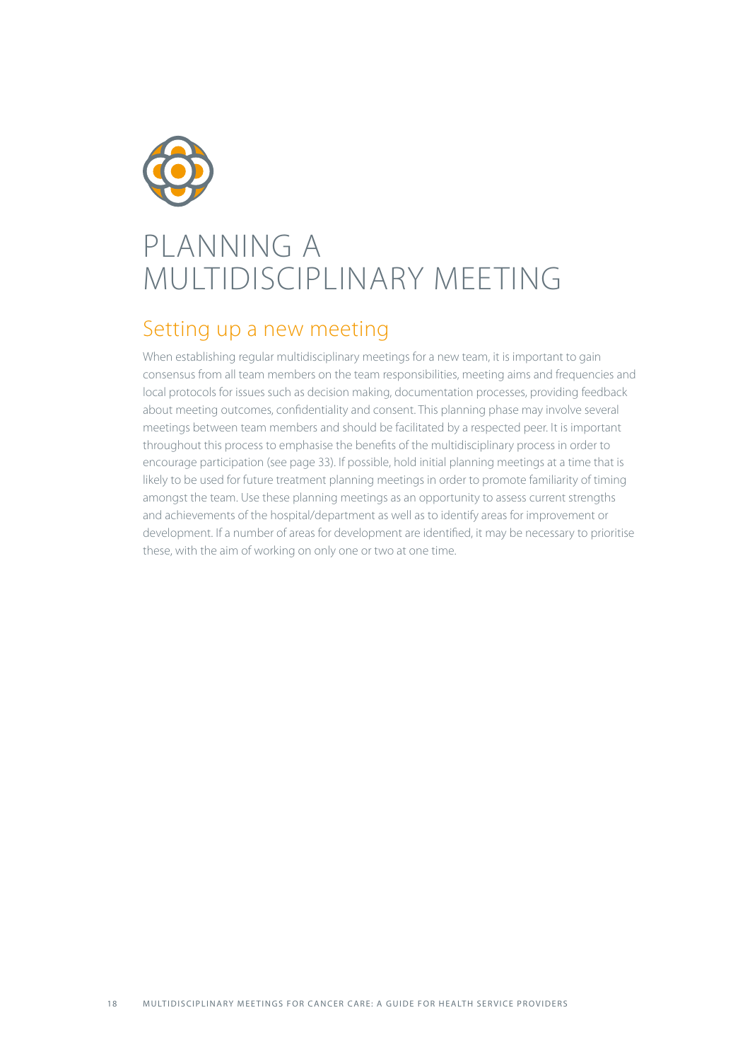# PLANNING A MULTIDISCIPLINARY MEETING

## Setting up a new meeting

When establishing regular multidisciplinary meetings for a new team, it is important to gain consensus from all team members on the team responsibilities, meeting aims and frequencies and local protocols for issues such as decision making, documentation processes, providing feedback about meeting outcomes, confidentiality and consent. This planning phase may involve several meetings between team members and should be facilitated by a respected peer. It is important throughout this process to emphasise the benefits of the multidisciplinary process in order to encourage participation (see page 33). If possible, hold initial planning meetings at a time that is likely to be used for future treatment planning meetings in order to promote familiarity of timing amongst the team. Use these planning meetings as an opportunity to assess current strengths and achievements of the hospital/department as well as to identify areas for improvement or development. If a number of areas for development are identified, it may be necessary to prioritise these, with the aim of working on only one or two at one time.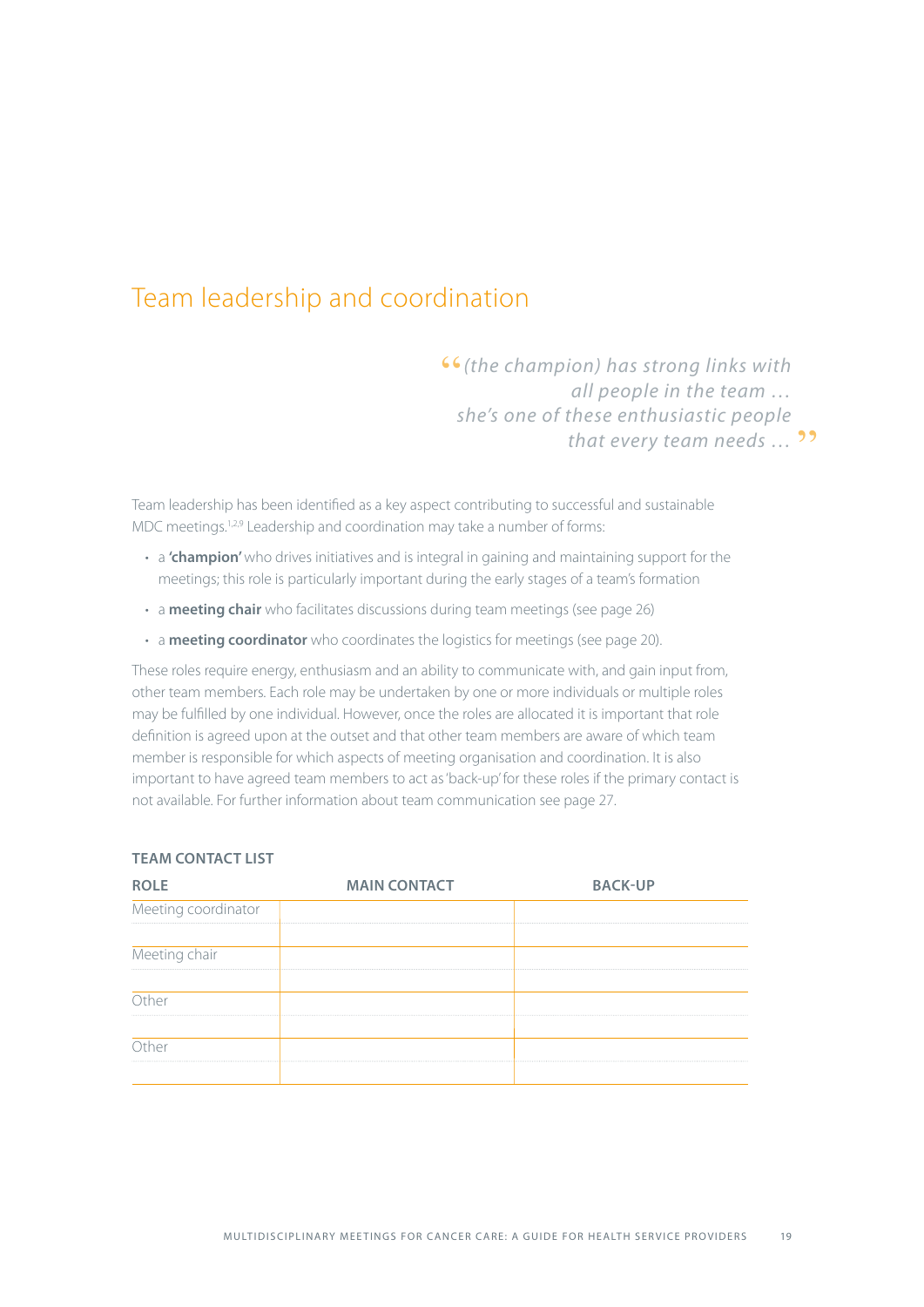# Team leadership and coordination

> *(the champion) has strong links with all people in the team … she's one of these enthusiastic people that every team needs …*

Team leadership has been identified as a key aspect contributing to successful and sustainable MDC meetings.[1,2,9] Leadership and coordination may take a number of forms:

- a **'champion'** who drives initiatives and is integral in gaining and maintaining support for the meetings; this role is particularly important during the early stages of a team's formation
- a **meeting chair** who facilitates discussions during team meetings (see page 26)
- a **meeting coordinator** who coordinates the logistics for meetings (see page 20).

These roles require energy, enthusiasm and an ability to communicate with, and gain input from, other team members. Each role may be undertaken by one or more individuals or multiple roles may be fulfilled by one individual. However, once the roles are allocated it is important that role definition is agreed upon at the outset and that other team members are aware of which team member is responsible for which aspects of meeting organisation and coordination. It is also important to have agreed team members to act as 'back-up' for these roles if the primary contact is not available. For further information about team communication see page 27.

**TEAM CONTACT LIST**

| ROLE | MAIN CONTACT | BACK-UP |
|---|---|---|
| Meeting coordinator | | |
| | | |
| Meeting chair | | |
| | | |
| Other | | |
| | | |
| Other | | |
| | | |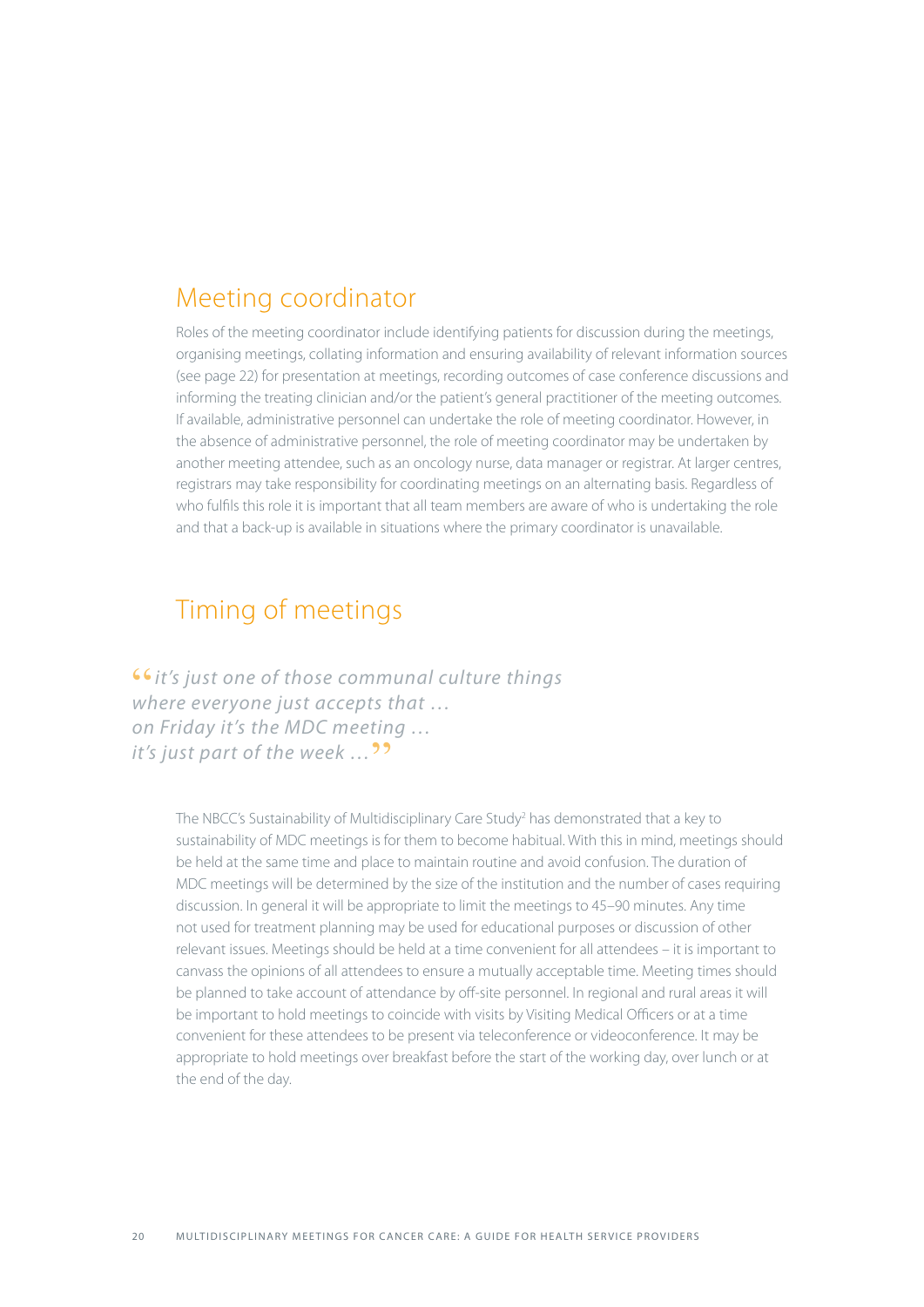## Meeting coordinator

Roles of the meeting coordinator include identifying patients for discussion during the meetings, organising meetings, collating information and ensuring availability of relevant information sources (see page 22) for presentation at meetings, recording outcomes of case conference discussions and informing the treating clinician and/or the patient's general practitioner of the meeting outcomes. If available, administrative personnel can undertake the role of meeting coordinator. However, in the absence of administrative personnel, the role of meeting coordinator may be undertaken by another meeting attendee, such as an oncology nurse, data manager or registrar. At larger centres, registrars may take responsibility for coordinating meetings on an alternating basis. Regardless of who fulfils this role it is important that all team members are aware of who is undertaking the role and that a back-up is available in situations where the primary coordinator is unavailable.

## Timing of meetings

*"it's just one of those communal culture things where everyone just accepts that … on Friday it's the MDC meeting … it's just part of the week …"*

The NBCC's Sustainability of Multidisciplinary Care Study[2] has demonstrated that a key to sustainability of MDC meetings is for them to become habitual. With this in mind, meetings should be held at the same time and place to maintain routine and avoid confusion. The duration of MDC meetings will be determined by the size of the institution and the number of cases requiring discussion. In general it will be appropriate to limit the meetings to 45–90 minutes. Any time not used for treatment planning may be used for educational purposes or discussion of other relevant issues. Meetings should be held at a time convenient for all attendees – it is important to canvass the opinions of all attendees to ensure a mutually acceptable time. Meeting times should be planned to take account of attendance by off-site personnel. In regional and rural areas it will be important to hold meetings to coincide with visits by Visiting Medical Officers or at a time convenient for these attendees to be present via teleconference or videoconference. It may be appropriate to hold meetings over breakfast before the start of the working day, over lunch or at the end of the day.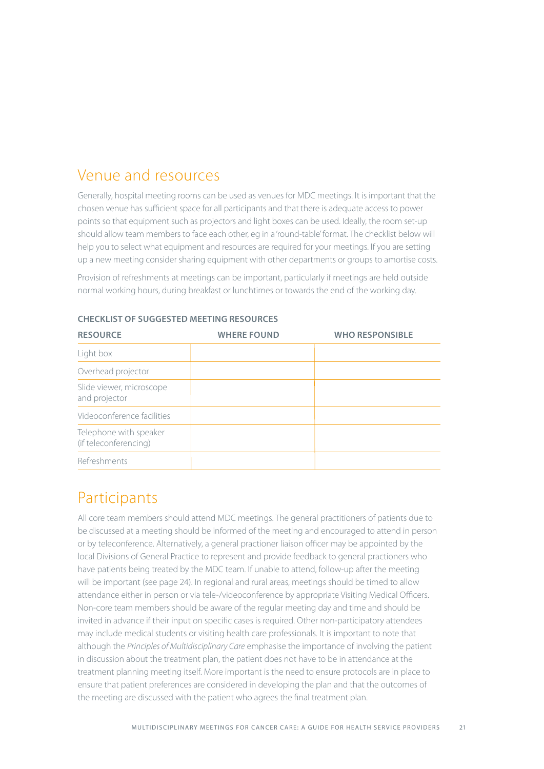## Venue and resources

Generally, hospital meeting rooms can be used as venues for MDC meetings. It is important that the chosen venue has sufficient space for all participants and that there is adequate access to power points so that equipment such as projectors and light boxes can be used. Ideally, the room set-up should allow team members to face each other, eg in a 'round-table' format. The checklist below will help you to select what equipment and resources are required for your meetings. If you are setting up a new meeting consider sharing equipment with other departments or groups to amortise costs.

Provision of refreshments at meetings can be important, particularly if meetings are held outside normal working hours, during breakfast or lunchtimes or towards the end of the working day.

**CHECKLIST OF SUGGESTED MEETING RESOURCES**

| RESOURCE | WHERE FOUND | WHO RESPONSIBLE |
|---|---|---|
| Light box | | |
| Overhead projector | | |
| Slide viewer, microscope and projector | | |
| Videoconference facilities | | |
| Telephone with speaker (if teleconferencing) | | |
| Refreshments | | |

## Participants

All core team members should attend MDC meetings. The general practitioners of patients due to be discussed at a meeting should be informed of the meeting and encouraged to attend in person or by teleconference. Alternatively, a general practioner liaison officer may be appointed by the local Divisions of General Practice to represent and provide feedback to general practioners who have patients being treated by the MDC team. If unable to attend, follow-up after the meeting will be important (see page 24). In regional and rural areas, meetings should be timed to allow attendance either in person or via tele-/videoconference by appropriate Visiting Medical Officers. Non-core team members should be aware of the regular meeting day and time and should be invited in advance if their input on specific cases is required. Other non-participatory attendees may include medical students or visiting health care professionals. It is important to note that although the *Principles of Multidisciplinary Care* emphasise the importance of involving the patient in discussion about the treatment plan, the patient does not have to be in attendance at the treatment planning meeting itself. More important is the need to ensure protocols are in place to ensure that patient preferences are considered in developing the plan and that the outcomes of the meeting are discussed with the patient who agrees the final treatment plan.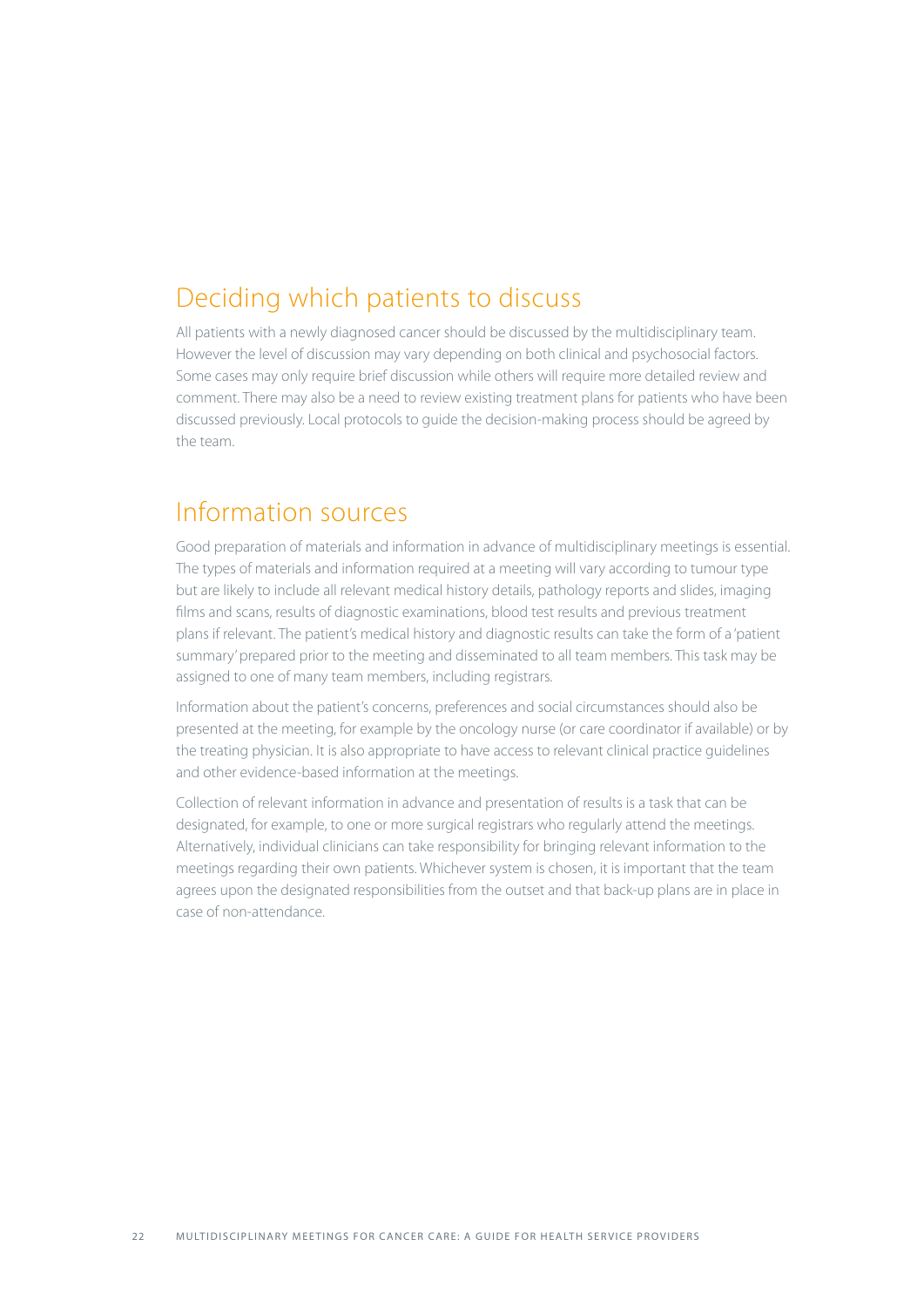## Deciding which patients to discuss

All patients with a newly diagnosed cancer should be discussed by the multidisciplinary team. However the level of discussion may vary depending on both clinical and psychosocial factors. Some cases may only require brief discussion while others will require more detailed review and comment. There may also be a need to review existing treatment plans for patients who have been discussed previously. Local protocols to guide the decision-making process should be agreed by the team.

## Information sources

Good preparation of materials and information in advance of multidisciplinary meetings is essential. The types of materials and information required at a meeting will vary according to tumour type but are likely to include all relevant medical history details, pathology reports and slides, imaging films and scans, results of diagnostic examinations, blood test results and previous treatment plans if relevant. The patient's medical history and diagnostic results can take the form of a 'patient summary' prepared prior to the meeting and disseminated to all team members. This task may be assigned to one of many team members, including registrars.

Information about the patient's concerns, preferences and social circumstances should also be presented at the meeting, for example by the oncology nurse (or care coordinator if available) or by the treating physician. It is also appropriate to have access to relevant clinical practice guidelines and other evidence-based information at the meetings.

Collection of relevant information in advance and presentation of results is a task that can be designated, for example, to one or more surgical registrars who regularly attend the meetings. Alternatively, individual clinicians can take responsibility for bringing relevant information to the meetings regarding their own patients. Whichever system is chosen, it is important that the team agrees upon the designated responsibilities from the outset and that back-up plans are in place in case of non-attendance.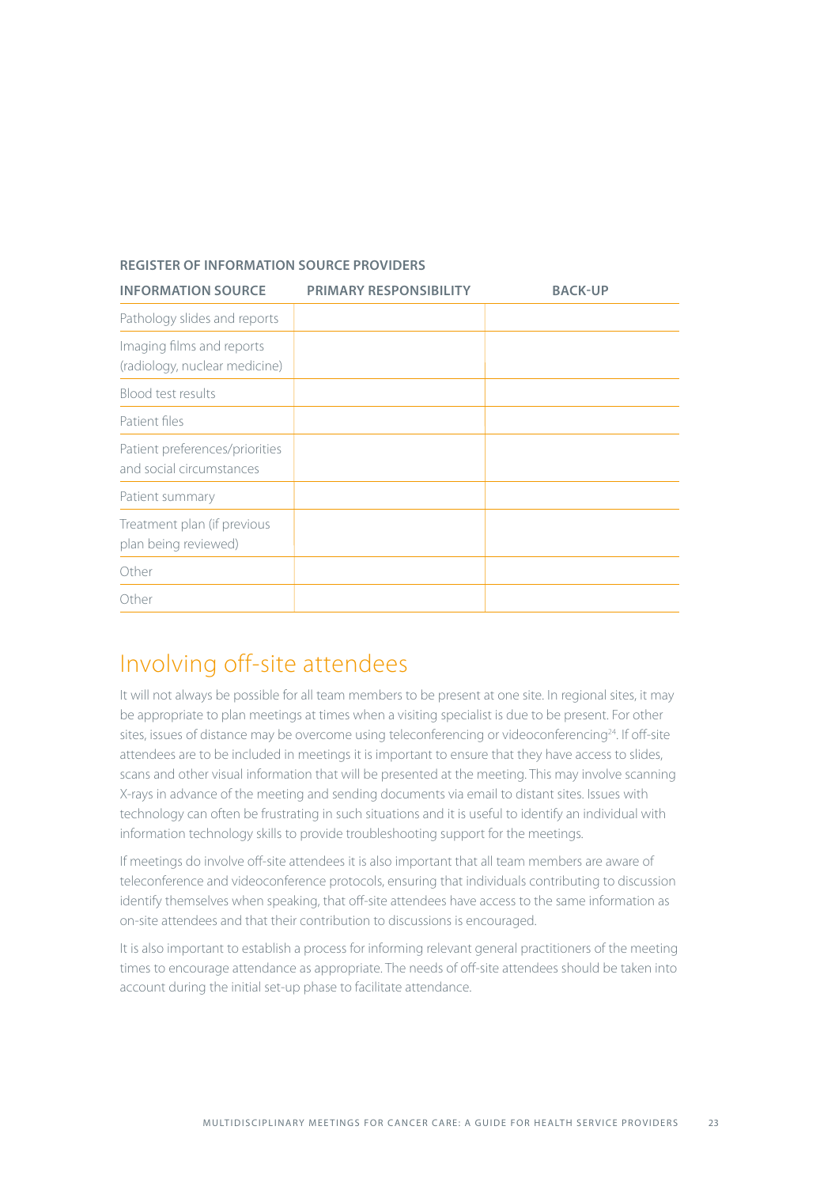**REGISTER OF INFORMATION SOURCE PROVIDERS**

| INFORMATION SOURCE | PRIMARY RESPONSIBILITY | BACK-UP |
|---|---|---|
| Pathology slides and reports | | |
| Imaging films and reports (radiology, nuclear medicine) | | |
| Blood test results | | |
| Patient files | | |
| Patient preferences/priorities and social circumstances | | |
| Patient summary | | |
| Treatment plan (if previous plan being reviewed) | | |
| Other | | |
| Other | | |

## Involving off-site attendees

It will not always be possible for all team members to be present at one site. In regional sites, it may be appropriate to plan meetings at times when a visiting specialist is due to be present. For other sites, issues of distance may be overcome using teleconferencing or videoconferencing[24]. If off-site attendees are to be included in meetings it is important to ensure that they have access to slides, scans and other visual information that will be presented at the meeting. This may involve scanning X-rays in advance of the meeting and sending documents via email to distant sites. Issues with technology can often be frustrating in such situations and it is useful to identify an individual with information technology skills to provide troubleshooting support for the meetings.

If meetings do involve off-site attendees it is also important that all team members are aware of teleconference and videoconference protocols, ensuring that individuals contributing to discussion identify themselves when speaking, that off-site attendees have access to the same information as on-site attendees and that their contribution to discussions is encouraged.

It is also important to establish a process for informing relevant general practitioners of the meeting times to encourage attendance as appropriate. The needs of off-site attendees should be taken into account during the initial set-up phase to facilitate attendance.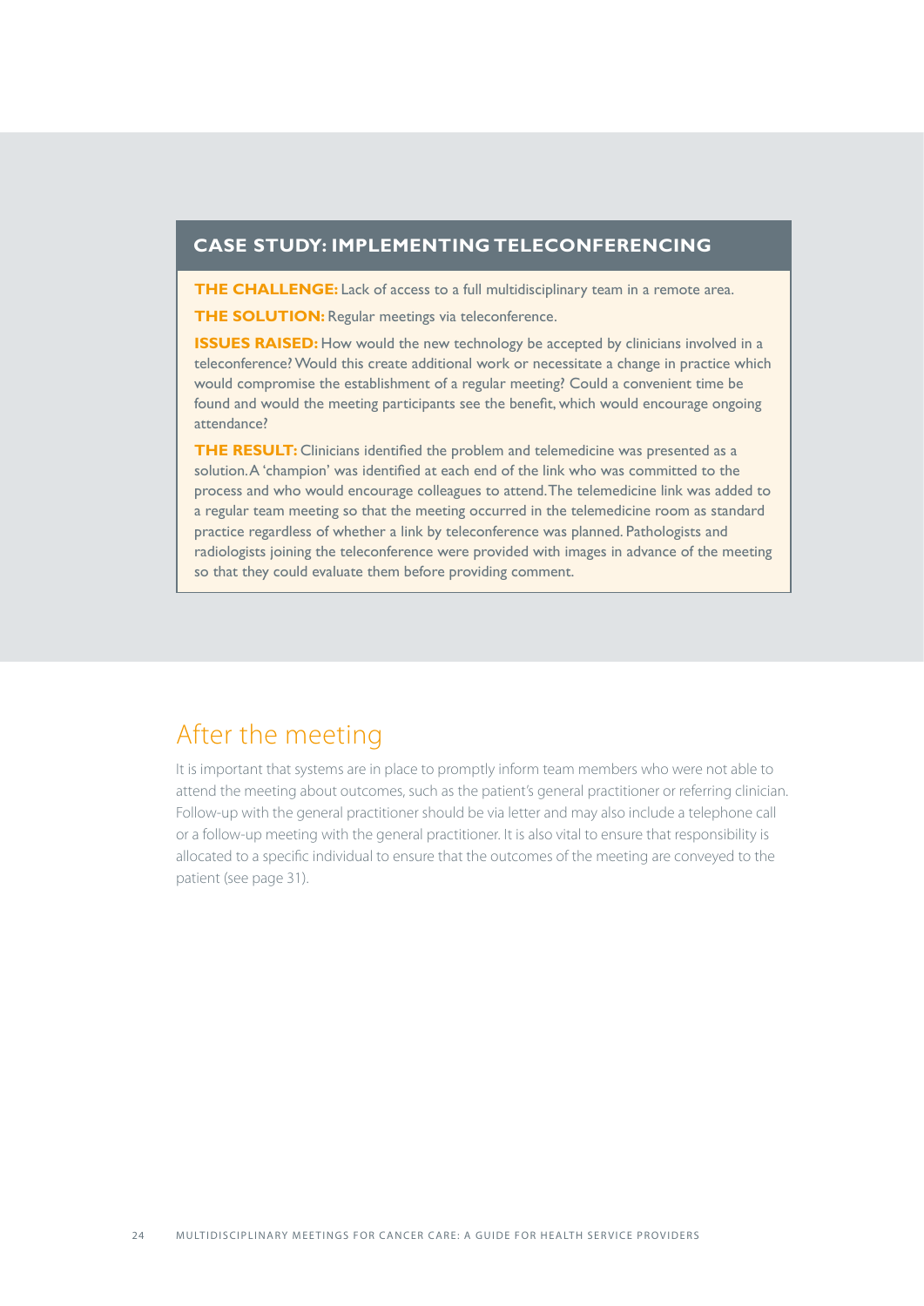### CASE STUDY: IMPLEMENTING TELECONFERENCING

**THE CHALLENGE:** Lack of access to a full multidisciplinary team in a remote area.

**THE SOLUTION:** Regular meetings via teleconference.

**ISSUES RAISED:** How would the new technology be accepted by clinicians involved in a teleconference? Would this create additional work or necessitate a change in practice which would compromise the establishment of a regular meeting? Could a convenient time be found and would the meeting participants see the benefit, which would encourage ongoing attendance?

**THE RESULT:** Clinicians identified the problem and telemedicine was presented as a solution. A 'champion' was identified at each end of the link who was committed to the process and who would encourage colleagues to attend. The telemedicine link was added to a regular team meeting so that the meeting occurred in the telemedicine room as standard practice regardless of whether a link by teleconference was planned. Pathologists and radiologists joining the teleconference were provided with images in advance of the meeting so that they could evaluate them before providing comment.

## After the meeting

It is important that systems are in place to promptly inform team members who were not able to attend the meeting about outcomes, such as the patient's general practitioner or referring clinician. Follow-up with the general practitioner should be via letter and may also include a telephone call or a follow-up meeting with the general practitioner. It is also vital to ensure that responsibility is allocated to a specific individual to ensure that the outcomes of the meeting are conveyed to the patient (see page 31).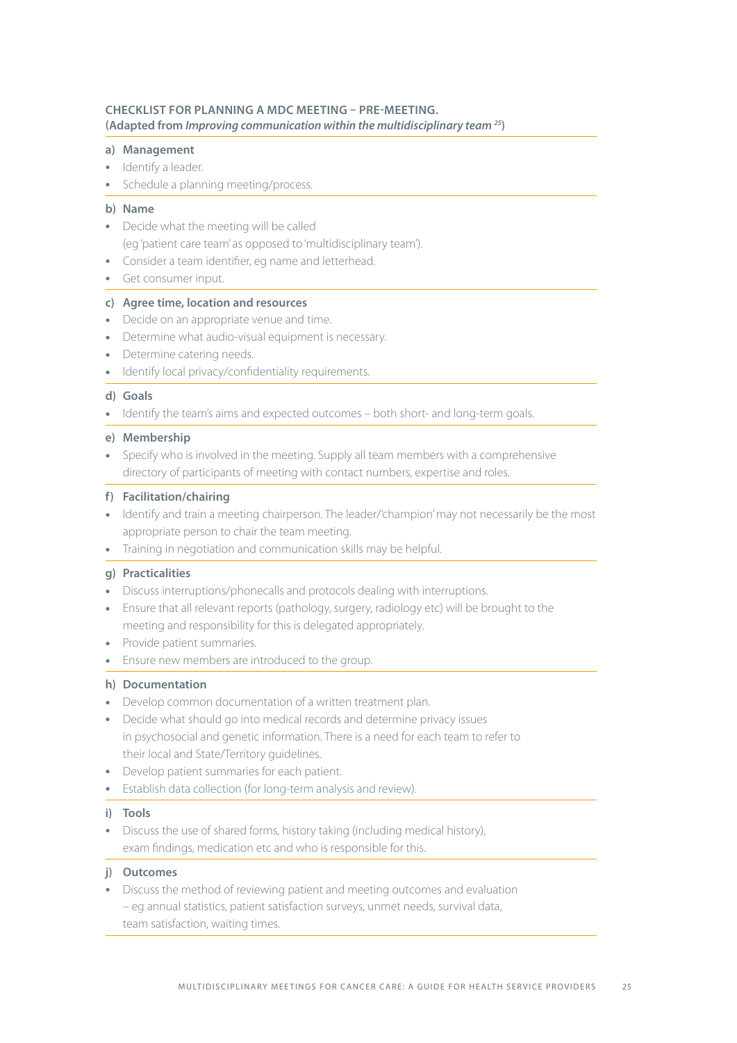## CHECKLIST FOR PLANNING A MDC MEETING – PRE-MEETING.

**(Adapted from *Improving communication within the multidisciplinary team* [25])**

### a) Management

- Identify a leader.
- Schedule a planning meeting/process.

### b) Name

- Decide what the meeting will be called (eg 'patient care team' as opposed to 'multidisciplinary team').
- Consider a team identifier, eg name and letterhead.
- Get consumer input.

### c) Agree time, location and resources

- Decide on an appropriate venue and time.
- Determine what audio-visual equipment is necessary.
- Determine catering needs.
- Identify local privacy/confidentiality requirements.

### d) Goals

- Identify the team's aims and expected outcomes – both short- and long-term goals.

### e) Membership

- Specify who is involved in the meeting. Supply all team members with a comprehensive directory of participants of meeting with contact numbers, expertise and roles.

### f) Facilitation/chairing

- Identify and train a meeting chairperson. The leader/'champion' may not necessarily be the most appropriate person to chair the team meeting.
- Training in negotiation and communication skills may be helpful.

### g) Practicalities

- Discuss interruptions/phonecalls and protocols dealing with interruptions.
- Ensure that all relevant reports (pathology, surgery, radiology etc) will be brought to the meeting and responsibility for this is delegated appropriately.
- Provide patient summaries.
- Ensure new members are introduced to the group.

### h) Documentation

- Develop common documentation of a written treatment plan.
- Decide what should go into medical records and determine privacy issues in psychosocial and genetic information. There is a need for each team to refer to their local and State/Territory guidelines.
- Develop patient summaries for each patient.
- Establish data collection (for long-term analysis and review).

### i) Tools

- Discuss the use of shared forms, history taking (including medical history), exam findings, medication etc and who is responsible for this.

### j) Outcomes

- Discuss the method of reviewing patient and meeting outcomes and evaluation – eg annual statistics, patient satisfaction surveys, unmet needs, survival data, team satisfaction, waiting times.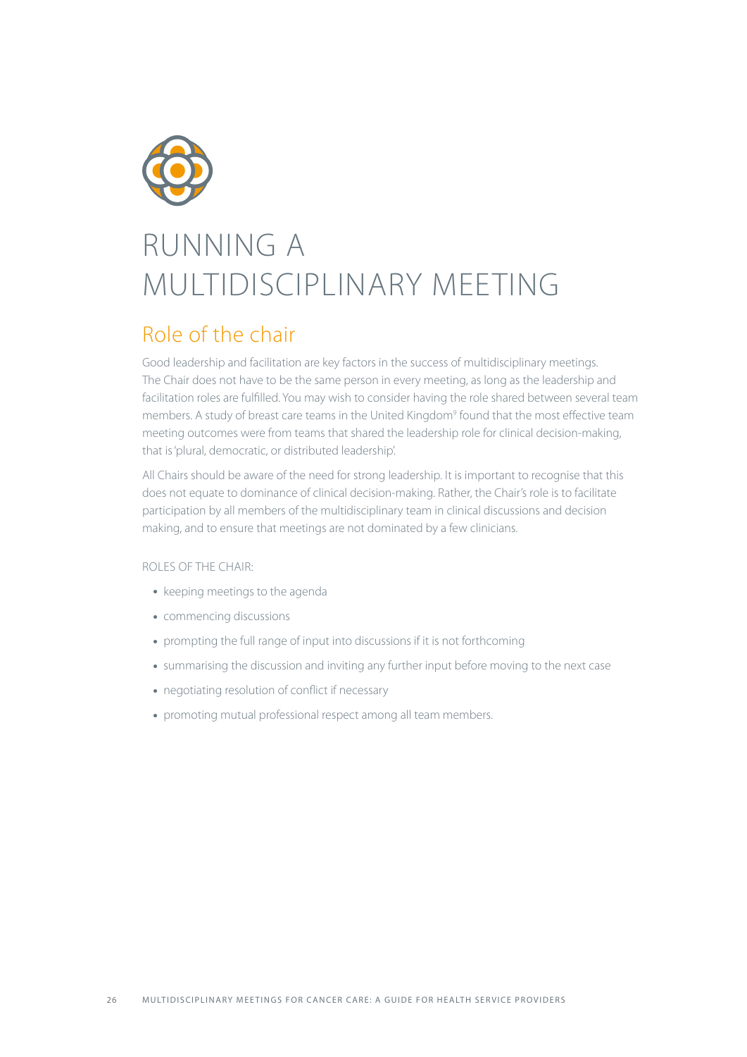# RUNNING A MULTIDISCIPLINARY MEETING

## Role of the chair

Good leadership and facilitation are key factors in the success of multidisciplinary meetings. The Chair does not have to be the same person in every meeting, as long as the leadership and facilitation roles are fulfilled. You may wish to consider having the role shared between several team members. A study of breast care teams in the United Kingdom[9] found that the most effective team meeting outcomes were from teams that shared the leadership role for clinical decision-making, that is 'plural, democratic, or distributed leadership'.

All Chairs should be aware of the need for strong leadership. It is important to recognise that this does not equate to dominance of clinical decision-making. Rather, the Chair's role is to facilitate participation by all members of the multidisciplinary team in clinical discussions and decision making, and to ensure that meetings are not dominated by a few clinicians.

ROLES OF THE CHAIR:

- keeping meetings to the agenda
- commencing discussions
- prompting the full range of input into discussions if it is not forthcoming
- summarising the discussion and inviting any further input before moving to the next case
- negotiating resolution of conflict if necessary
- promoting mutual professional respect among all team members.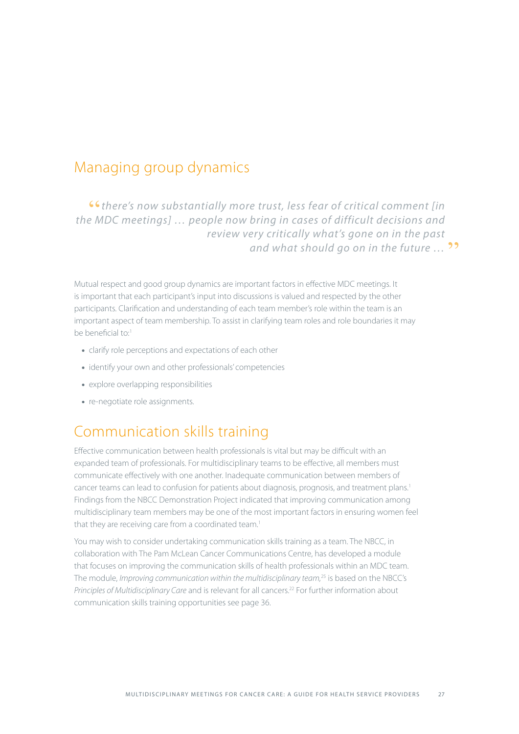## Managing group dynamics

> *"there's now substantially more trust, less fear of critical comment [in the MDC meetings] … people now bring in cases of difficult decisions and review very critically what's gone on in the past and what should go on in the future …"*

Mutual respect and good group dynamics are important factors in effective MDC meetings. It is important that each participant's input into discussions is valued and respected by the other participants. Clarification and understanding of each team member's role within the team is an important aspect of team membership. To assist in clarifying team roles and role boundaries it may be beneficial to:[1]

- clarify role perceptions and expectations of each other
- identify your own and other professionals' competencies
- explore overlapping responsibilities
- re-negotiate role assignments.

## Communication skills training

Effective communication between health professionals is vital but may be difficult with an expanded team of professionals. For multidisciplinary teams to be effective, all members must communicate effectively with one another. Inadequate communication between members of cancer teams can lead to confusion for patients about diagnosis, prognosis, and treatment plans.[1] Findings from the NBCC Demonstration Project indicated that improving communication among multidisciplinary team members may be one of the most important factors in ensuring women feel that they are receiving care from a coordinated team.[1]

You may wish to consider undertaking communication skills training as a team. The NBCC, in collaboration with The Pam McLean Cancer Communications Centre, has developed a module that focuses on improving the communication skills of health professionals within an MDC team. The module, *Improving communication within the multidisciplinary team,*[25] is based on the NBCC's *Principles of Multidisciplinary Care* and is relevant for all cancers.[22] For further information about communication skills training opportunities see page 36.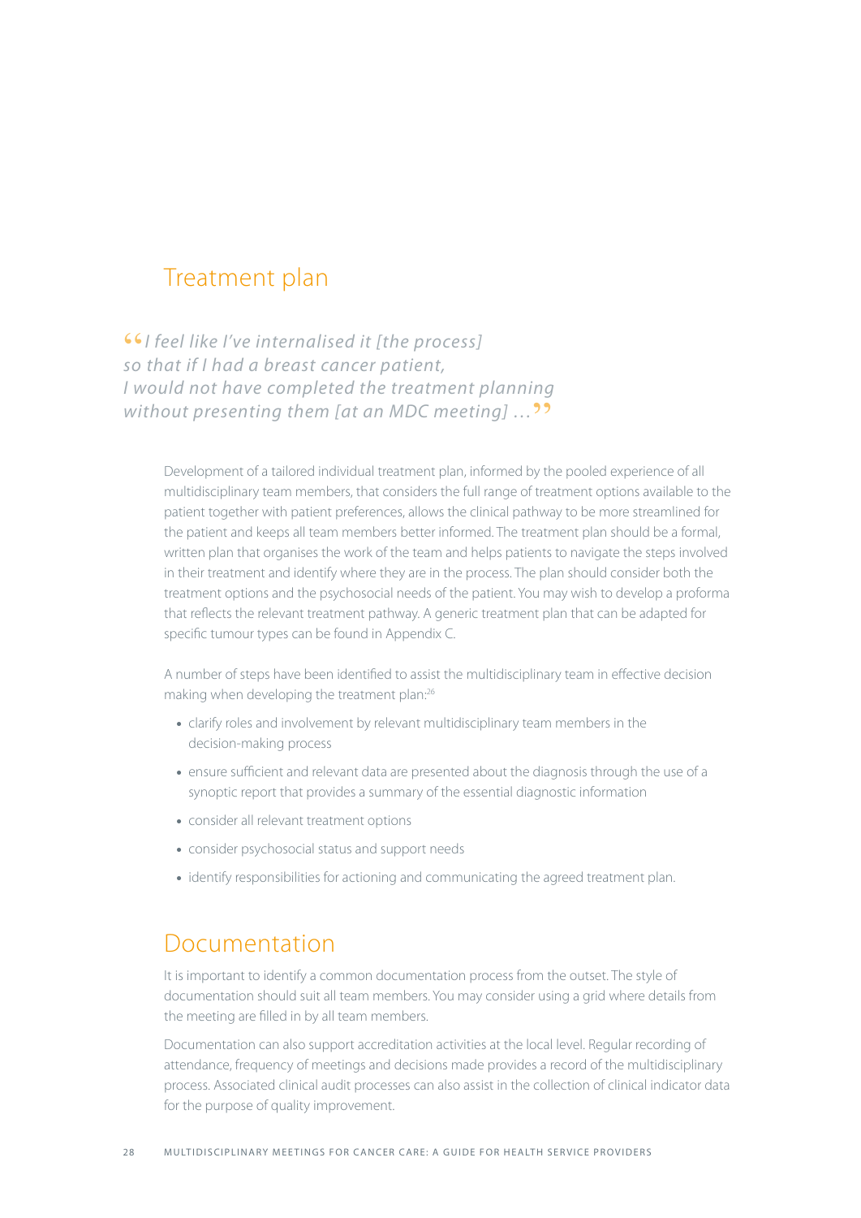## Treatment plan

> *"I feel like I've internalised it [the process] so that if I had a breast cancer patient, I would not have completed the treatment planning without presenting them [at an MDC meeting] ..."*

Development of a tailored individual treatment plan, informed by the pooled experience of all multidisciplinary team members, that considers the full range of treatment options available to the patient together with patient preferences, allows the clinical pathway to be more streamlined for the patient and keeps all team members better informed. The treatment plan should be a formal, written plan that organises the work of the team and helps patients to navigate the steps involved in their treatment and identify where they are in the process. The plan should consider both the treatment options and the psychosocial needs of the patient. You may wish to develop a proforma that reflects the relevant treatment pathway. A generic treatment plan that can be adapted for specific tumour types can be found in Appendix C.

A number of steps have been identified to assist the multidisciplinary team in effective decision making when developing the treatment plan:[26]

- clarify roles and involvement by relevant multidisciplinary team members in the decision-making process
- ensure sufficient and relevant data are presented about the diagnosis through the use of a synoptic report that provides a summary of the essential diagnostic information
- consider all relevant treatment options
- consider psychosocial status and support needs
- identify responsibilities for actioning and communicating the agreed treatment plan.

## Documentation

It is important to identify a common documentation process from the outset. The style of documentation should suit all team members. You may consider using a grid where details from the meeting are filled in by all team members.

Documentation can also support accreditation activities at the local level. Regular recording of attendance, frequency of meetings and decisions made provides a record of the multidisciplinary process. Associated clinical audit processes can also assist in the collection of clinical indicator data for the purpose of quality improvement.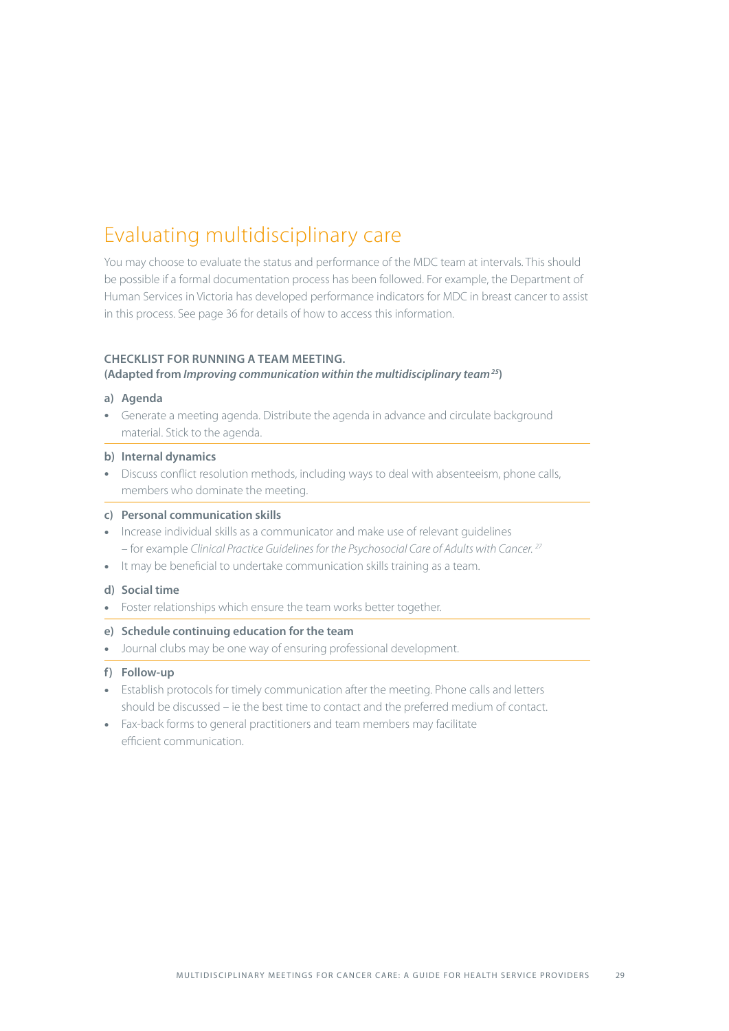# Evaluating multidisciplinary care

You may choose to evaluate the status and performance of the MDC team at intervals. This should be possible if a formal documentation process has been followed. For example, the Department of Human Services in Victoria has developed performance indicators for MDC in breast cancer to assist in this process. See page 36 for details of how to access this information.

**CHECKLIST FOR RUNNING A TEAM MEETING.**
**(Adapted from *Improving communication within the multidisciplinary team*[25])**

**a) Agenda**

- Generate a meeting agenda. Distribute the agenda in advance and circulate background material. Stick to the agenda.

**b) Internal dynamics**

- Discuss conflict resolution methods, including ways to deal with absenteeism, phone calls, members who dominate the meeting.

**c) Personal communication skills**

- Increase individual skills as a communicator and make use of relevant guidelines – for example *Clinical Practice Guidelines for the Psychosocial Care of Adults with Cancer.*[27]
- It may be beneficial to undertake communication skills training as a team.

**d) Social time**

- Foster relationships which ensure the team works better together.

**e) Schedule continuing education for the team**

- Journal clubs may be one way of ensuring professional development.

**f) Follow-up**

- Establish protocols for timely communication after the meeting. Phone calls and letters should be discussed – ie the best time to contact and the preferred medium of contact.
- Fax-back forms to general practitioners and team members may facilitate efficient communication.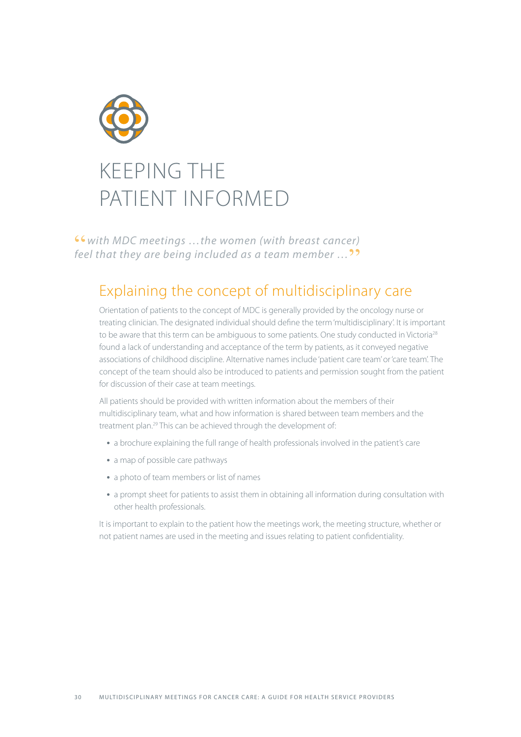# KEEPING THE PATIENT INFORMED

*"with MDC meetings …the women (with breast cancer) feel that they are being included as a team member …"*

## Explaining the concept of multidisciplinary care

Orientation of patients to the concept of MDC is generally provided by the oncology nurse or treating clinician. The designated individual should define the term 'multidisciplinary'. It is important to be aware that this term can be ambiguous to some patients. One study conducted in Victoria[28] found a lack of understanding and acceptance of the term by patients, as it conveyed negative associations of childhood discipline. Alternative names include 'patient care team' or 'care team'. The concept of the team should also be introduced to patients and permission sought from the patient for discussion of their case at team meetings.

All patients should be provided with written information about the members of their multidisciplinary team, what and how information is shared between team members and the treatment plan.[29] This can be achieved through the development of:

- a brochure explaining the full range of health professionals involved in the patient's care
- a map of possible care pathways
- a photo of team members or list of names
- a prompt sheet for patients to assist them in obtaining all information during consultation with other health professionals.

It is important to explain to the patient how the meetings work, the meeting structure, whether or not patient names are used in the meeting and issues relating to patient confidentiality.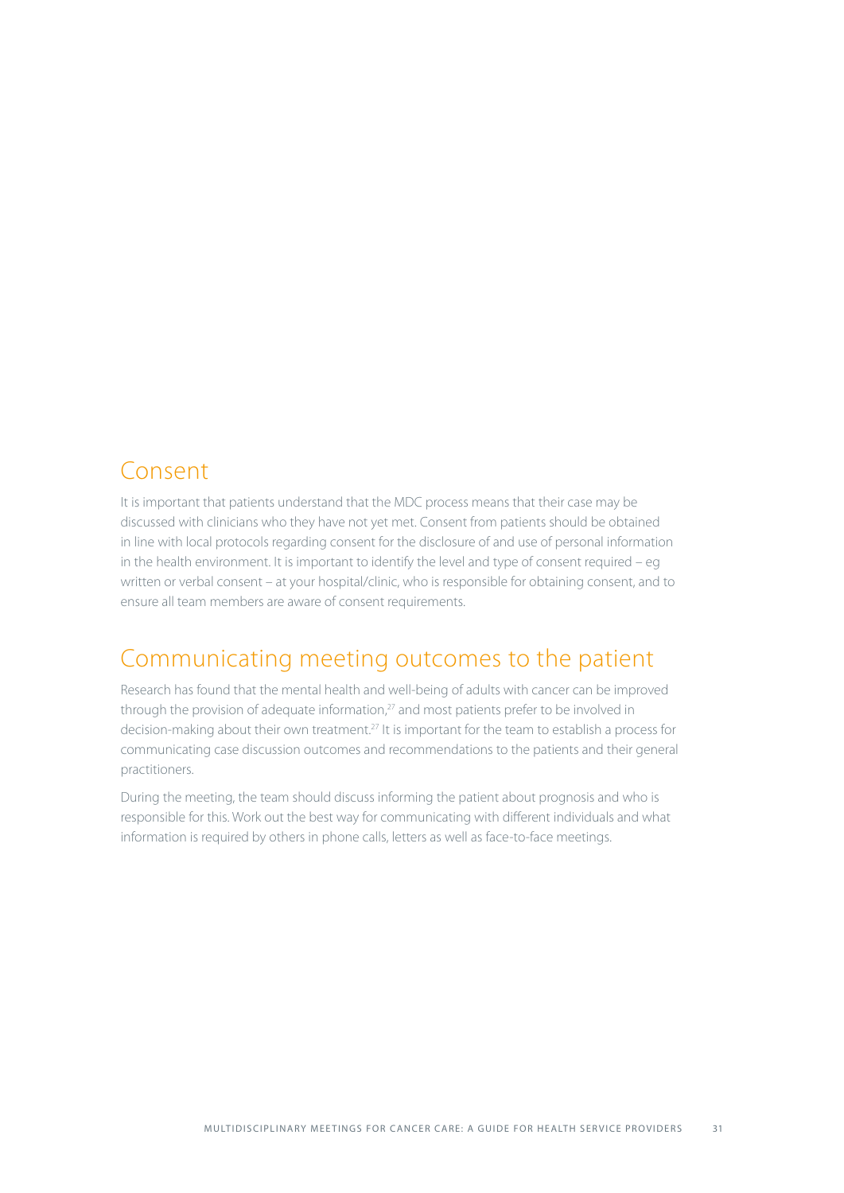## Consent

It is important that patients understand that the MDC process means that their case may be discussed with clinicians who they have not yet met. Consent from patients should be obtained in line with local protocols regarding consent for the disclosure of and use of personal information in the health environment. It is important to identify the level and type of consent required – eg written or verbal consent – at your hospital/clinic, who is responsible for obtaining consent, and to ensure all team members are aware of consent requirements.

## Communicating meeting outcomes to the patient

Research has found that the mental health and well-being of adults with cancer can be improved through the provision of adequate information,[27] and most patients prefer to be involved in decision-making about their own treatment.[27] It is important for the team to establish a process for communicating case discussion outcomes and recommendations to the patients and their general practitioners.

During the meeting, the team should discuss informing the patient about prognosis and who is responsible for this. Work out the best way for communicating with different individuals and what information is required by others in phone calls, letters as well as face-to-face meetings.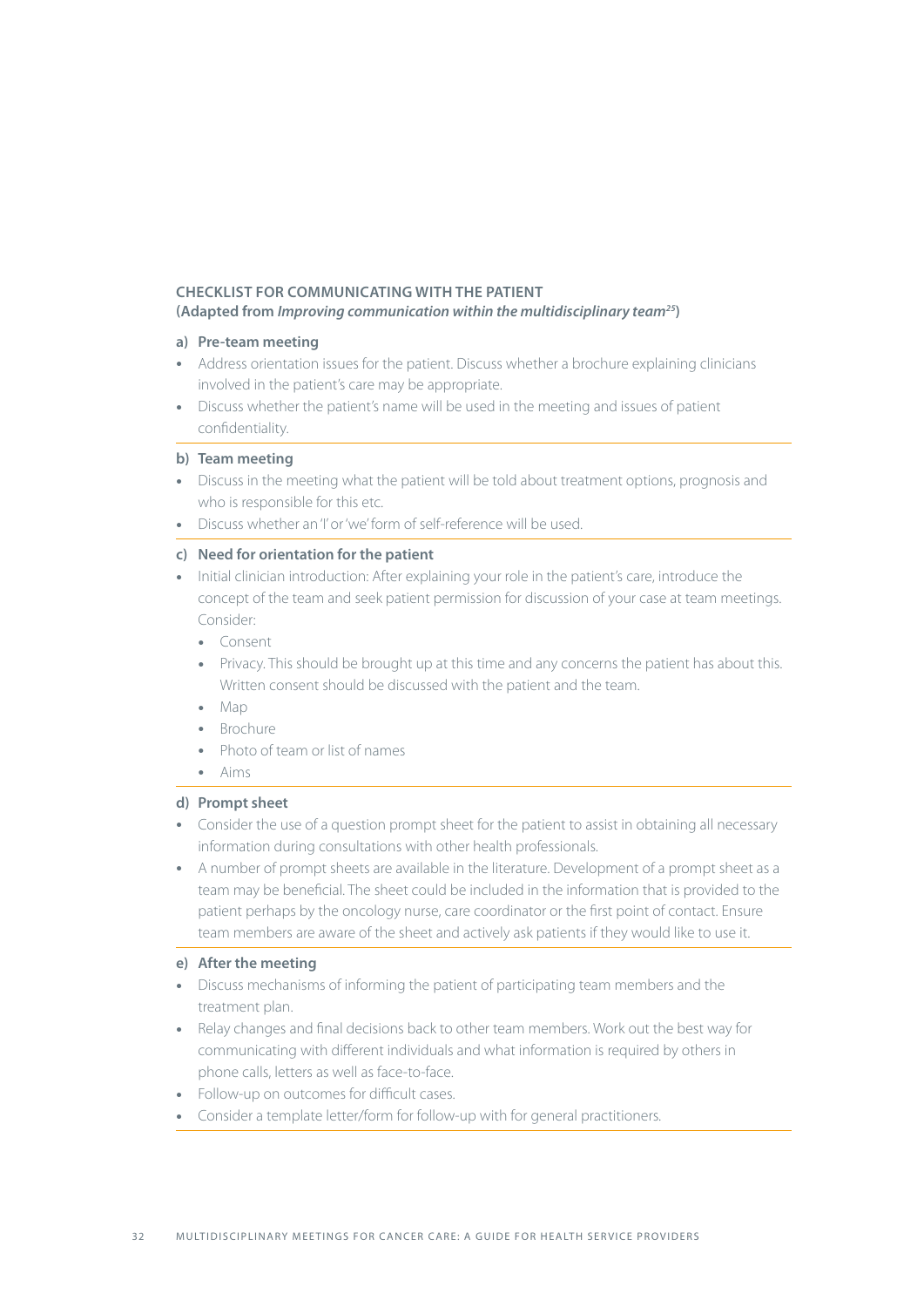## CHECKLIST FOR COMMUNICATING WITH THE PATIENT
**(Adapted from *Improving communication within the multidisciplinary team*[25])**

### a) Pre-team meeting

- Address orientation issues for the patient. Discuss whether a brochure explaining clinicians involved in the patient's care may be appropriate.
- Discuss whether the patient's name will be used in the meeting and issues of patient confidentiality.

### b) Team meeting

- Discuss in the meeting what the patient will be told about treatment options, prognosis and who is responsible for this etc.
- Discuss whether an 'I' or 'we' form of self-reference will be used.

### c) Need for orientation for the patient

- Initial clinician introduction: After explaining your role in the patient's care, introduce the concept of the team and seek patient permission for discussion of your case at team meetings. Consider:
  - Consent
  - Privacy. This should be brought up at this time and any concerns the patient has about this. Written consent should be discussed with the patient and the team.
  - Map
  - Brochure
  - Photo of team or list of names
  - Aims

### d) Prompt sheet

- Consider the use of a question prompt sheet for the patient to assist in obtaining all necessary information during consultations with other health professionals.
- A number of prompt sheets are available in the literature. Development of a prompt sheet as a team may be beneficial. The sheet could be included in the information that is provided to the patient perhaps by the oncology nurse, care coordinator or the first point of contact. Ensure team members are aware of the sheet and actively ask patients if they would like to use it.

### e) After the meeting

- Discuss mechanisms of informing the patient of participating team members and the treatment plan.
- Relay changes and final decisions back to other team members. Work out the best way for communicating with different individuals and what information is required by others in phone calls, letters as well as face-to-face.
- Follow-up on outcomes for difficult cases.
- Consider a template letter/form for follow-up with for general practitioners.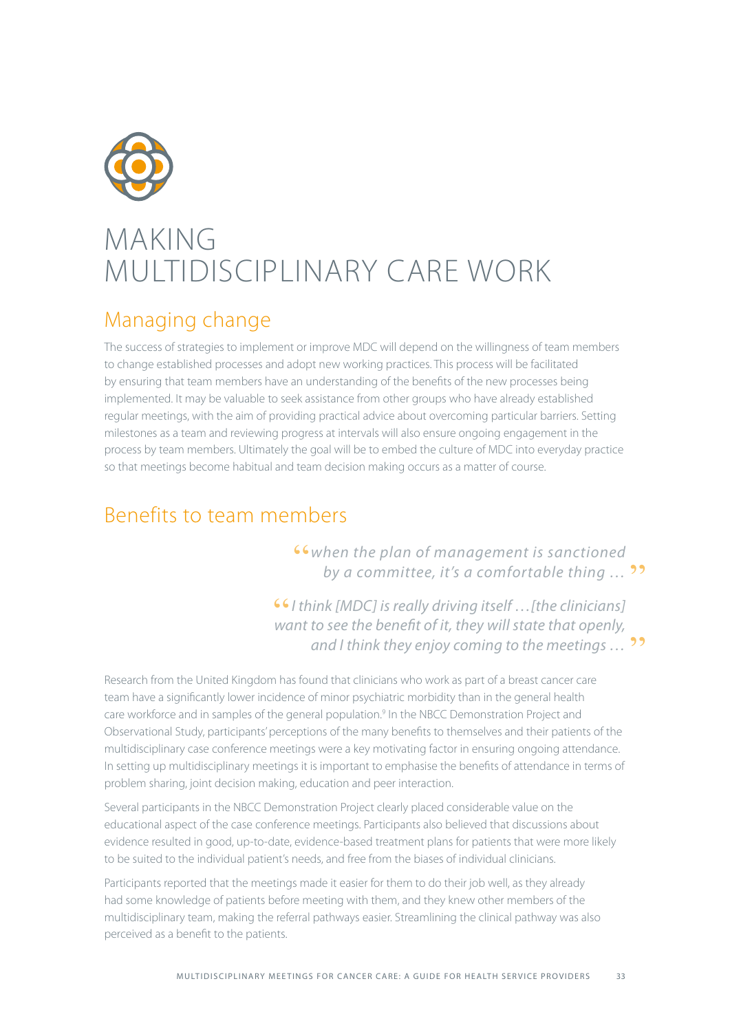# MAKING MULTIDISCIPLINARY CARE WORK

## Managing change

The success of strategies to implement or improve MDC will depend on the willingness of team members to change established processes and adopt new working practices. This process will be facilitated by ensuring that team members have an understanding of the benefits of the new processes being implemented. It may be valuable to seek assistance from other groups who have already established regular meetings, with the aim of providing practical advice about overcoming particular barriers. Setting milestones as a team and reviewing progress at intervals will also ensure ongoing engagement in the process by team members. Ultimately the goal will be to embed the culture of MDC into everyday practice so that meetings become habitual and team decision making occurs as a matter of course.

## Benefits to team members

> *"when the plan of management is sanctioned by a committee, it's a comfortable thing …"*

> *"I think [MDC] is really driving itself …[the clinicians] want to see the benefit of it, they will state that openly, and I think they enjoy coming to the meetings …"*

Research from the United Kingdom has found that clinicians who work as part of a breast cancer care team have a significantly lower incidence of minor psychiatric morbidity than in the general health care workforce and in samples of the general population.[9] In the NBCC Demonstration Project and Observational Study, participants' perceptions of the many benefits to themselves and their patients of the multidisciplinary case conference meetings were a key motivating factor in ensuring ongoing attendance. In setting up multidisciplinary meetings it is important to emphasise the benefits of attendance in terms of problem sharing, joint decision making, education and peer interaction.

Several participants in the NBCC Demonstration Project clearly placed considerable value on the educational aspect of the case conference meetings. Participants also believed that discussions about evidence resulted in good, up-to-date, evidence-based treatment plans for patients that were more likely to be suited to the individual patient's needs, and free from the biases of individual clinicians.

Participants reported that the meetings made it easier for them to do their job well, as they already had some knowledge of patients before meeting with them, and they knew other members of the multidisciplinary team, making the referral pathways easier. Streamlining the clinical pathway was also perceived as a benefit to the patients.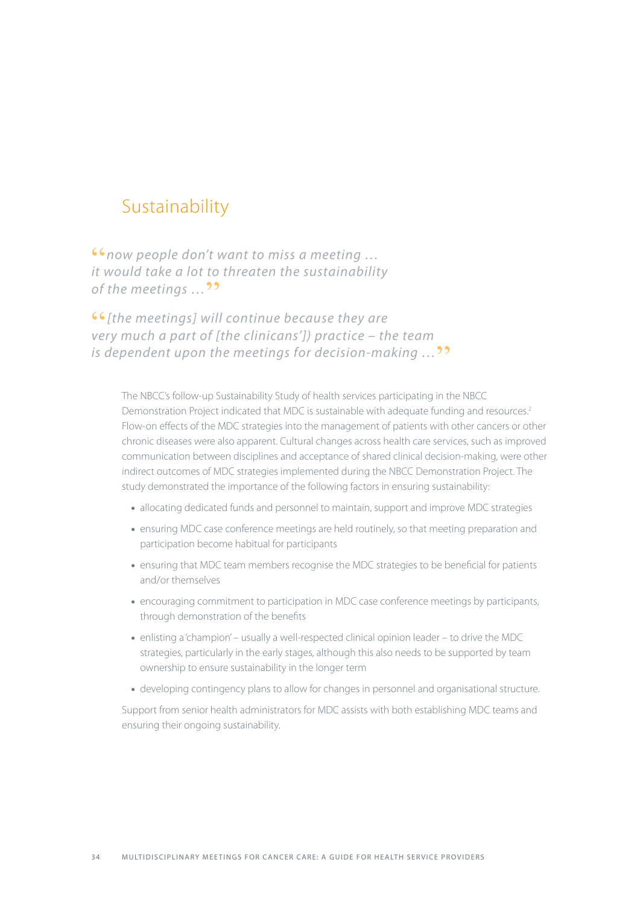## Sustainability

> *"now people don't want to miss a meeting … it would take a lot to threaten the sustainability of the meetings …"*

> *"[the meetings] will continue because they are very much a part of [the clinicans'] practice – the team is dependent upon the meetings for decision-making …"*

The NBCC's follow-up Sustainability Study of health services participating in the NBCC Demonstration Project indicated that MDC is sustainable with adequate funding and resources.[2] Flow-on effects of the MDC strategies into the management of patients with other cancers or other chronic diseases were also apparent. Cultural changes across health care services, such as improved communication between disciplines and acceptance of shared clinical decision-making, were other indirect outcomes of MDC strategies implemented during the NBCC Demonstration Project. The study demonstrated the importance of the following factors in ensuring sustainability:

- allocating dedicated funds and personnel to maintain, support and improve MDC strategies
- ensuring MDC case conference meetings are held routinely, so that meeting preparation and participation become habitual for participants
- ensuring that MDC team members recognise the MDC strategies to be beneficial for patients and/or themselves
- encouraging commitment to participation in MDC case conference meetings by participants, through demonstration of the benefits
- enlisting a 'champion' – usually a well-respected clinical opinion leader – to drive the MDC strategies, particularly in the early stages, although this also needs to be supported by team ownership to ensure sustainability in the longer term
- developing contingency plans to allow for changes in personnel and organisational structure.

Support from senior health administrators for MDC assists with both establishing MDC teams and ensuring their ongoing sustainability.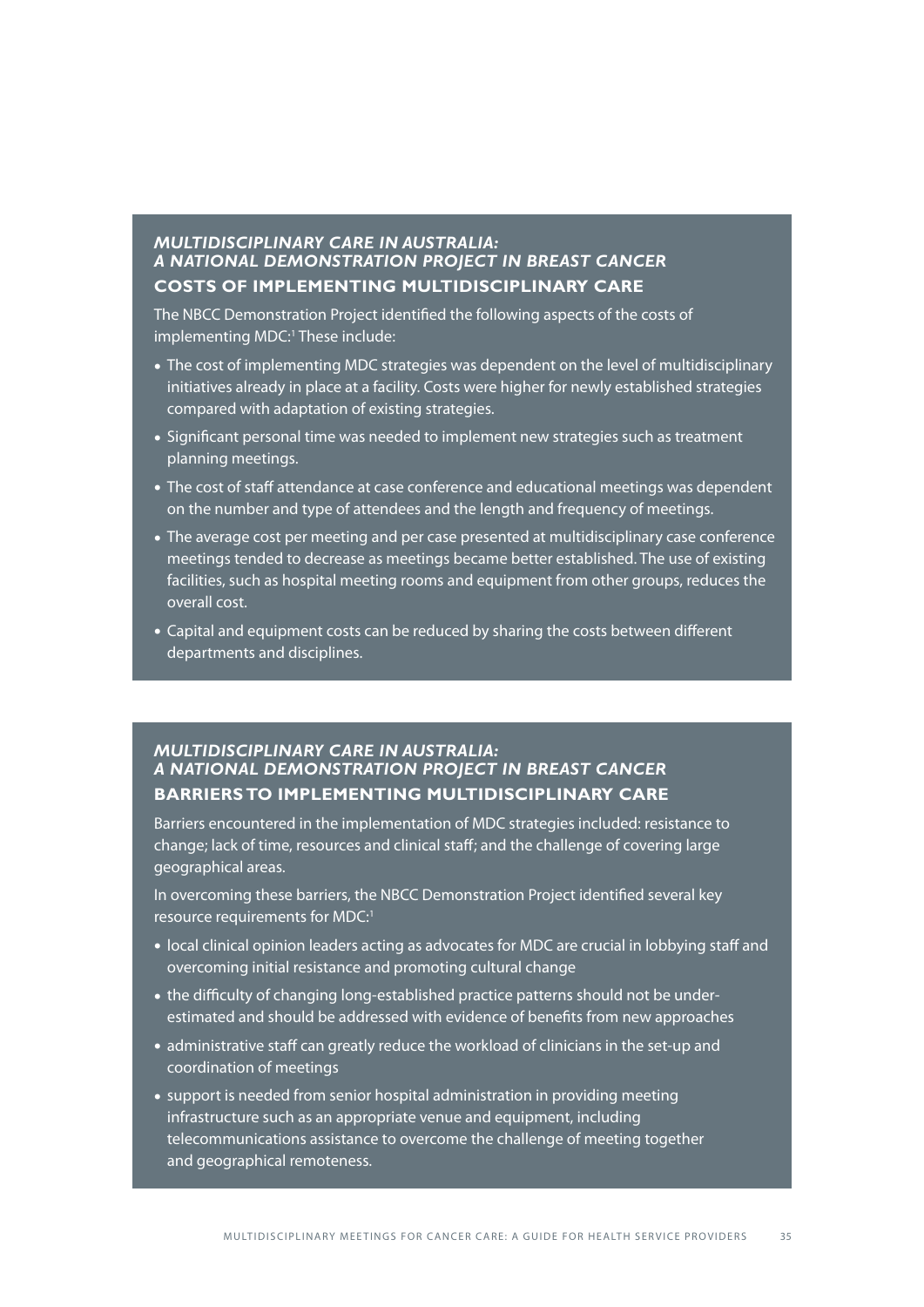### *MULTIDISCIPLINARY CARE IN AUSTRALIA: A NATIONAL DEMONSTRATION PROJECT IN BREAST CANCER*

### COSTS OF IMPLEMENTING MULTIDISCIPLINARY CARE

The NBCC Demonstration Project identified the following aspects of the costs of implementing MDC:[1] These include:

- The cost of implementing MDC strategies was dependent on the level of multidisciplinary initiatives already in place at a facility. Costs were higher for newly established strategies compared with adaptation of existing strategies.
- Significant personal time was needed to implement new strategies such as treatment planning meetings.
- The cost of staff attendance at case conference and educational meetings was dependent on the number and type of attendees and the length and frequency of meetings.
- The average cost per meeting and per case presented at multidisciplinary case conference meetings tended to decrease as meetings became better established. The use of existing facilities, such as hospital meeting rooms and equipment from other groups, reduces the overall cost.
- Capital and equipment costs can be reduced by sharing the costs between different departments and disciplines.

### *MULTIDISCIPLINARY CARE IN AUSTRALIA: A NATIONAL DEMONSTRATION PROJECT IN BREAST CANCER*

### BARRIERS TO IMPLEMENTING MULTIDISCIPLINARY CARE

Barriers encountered in the implementation of MDC strategies included: resistance to change; lack of time, resources and clinical staff; and the challenge of covering large geographical areas.

In overcoming these barriers, the NBCC Demonstration Project identified several key resource requirements for MDC:[1]

- local clinical opinion leaders acting as advocates for MDC are crucial in lobbying staff and overcoming initial resistance and promoting cultural change
- the difficulty of changing long-established practice patterns should not be under-estimated and should be addressed with evidence of benefits from new approaches
- administrative staff can greatly reduce the workload of clinicians in the set-up and coordination of meetings
- support is needed from senior hospital administration in providing meeting infrastructure such as an appropriate venue and equipment, including telecommunications assistance to overcome the challenge of meeting together and geographical remoteness.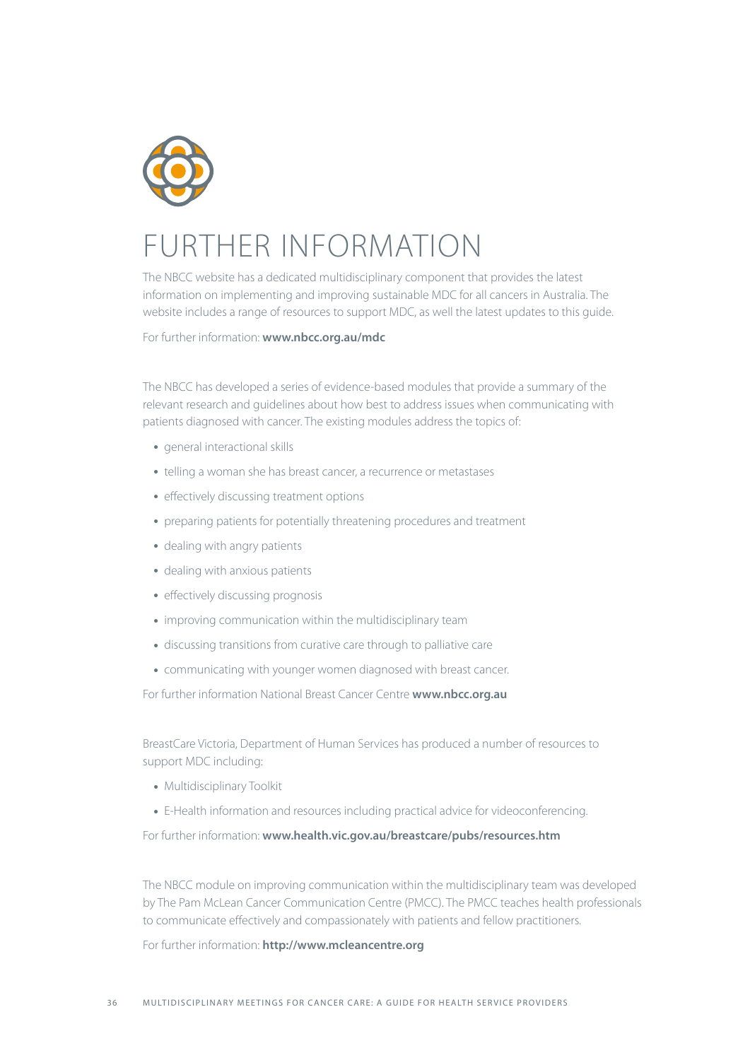# FURTHER INFORMATION

The NBCC website has a dedicated multidisciplinary component that provides the latest information on implementing and improving sustainable MDC for all cancers in Australia. The website includes a range of resources to support MDC, as well the latest updates to this guide.

For further information: **www.nbcc.org.au/mdc**

The NBCC has developed a series of evidence-based modules that provide a summary of the relevant research and guidelines about how best to address issues when communicating with patients diagnosed with cancer. The existing modules address the topics of:

- general interactional skills
- telling a woman she has breast cancer, a recurrence or metastases
- effectively discussing treatment options
- preparing patients for potentially threatening procedures and treatment
- dealing with angry patients
- dealing with anxious patients
- effectively discussing prognosis
- improving communication within the multidisciplinary team
- discussing transitions from curative care through to palliative care
- communicating with younger women diagnosed with breast cancer.

For further information National Breast Cancer Centre **www.nbcc.org.au**

BreastCare Victoria, Department of Human Services has produced a number of resources to support MDC including:

- Multidisciplinary Toolkit
- E-Health information and resources including practical advice for videoconferencing.

For further information: **www.health.vic.gov.au/breastcare/pubs/resources.htm**

The NBCC module on improving communication within the multidisciplinary team was developed by The Pam McLean Cancer Communication Centre (PMCC). The PMCC teaches health professionals to communicate effectively and compassionately with patients and fellow practitioners.

For further information: **http://www.mcleancentre.org**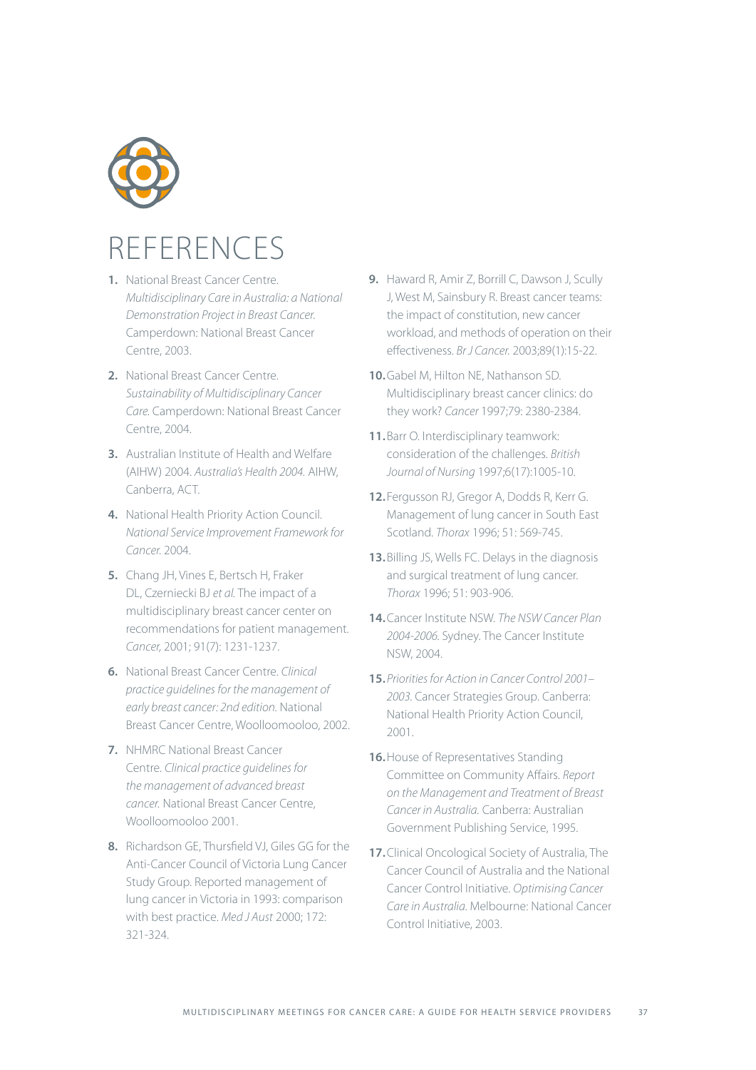# REFERENCES

1. National Breast Cancer Centre. *Multidisciplinary Care in Australia: a National Demonstration Project in Breast Cancer.* Camperdown: National Breast Cancer Centre, 2003.

2. National Breast Cancer Centre. *Sustainability of Multidisciplinary Cancer Care.* Camperdown: National Breast Cancer Centre, 2004.

3. Australian Institute of Health and Welfare (AIHW) 2004. *Australia's Health 2004.* AIHW, Canberra, ACT.

4. National Health Priority Action Council. *National Service Improvement Framework for Cancer.* 2004.

5. Chang JH, Vines E, Bertsch H, Fraker DL, Czerniecki BJ *et al.* The impact of a multidisciplinary breast cancer center on recommendations for patient management. *Cancer,* 2001; 91(7): 1231-1237.

6. National Breast Cancer Centre. *Clinical practice guidelines for the management of early breast cancer: 2nd edition.* National Breast Cancer Centre, Woolloomooloo, 2002.

7. NHMRC National Breast Cancer Centre. *Clinical practice guidelines for the management of advanced breast cancer.* National Breast Cancer Centre, Woolloomooloo 2001.

8. Richardson GE, Thursfield VJ, Giles GG for the Anti-Cancer Council of Victoria Lung Cancer Study Group. Reported management of lung cancer in Victoria in 1993: comparison with best practice. *Med J Aust* 2000; 172: 321-324.

9. Haward R, Amir Z, Borrill C, Dawson J, Scully J, West M, Sainsbury R. Breast cancer teams: the impact of constitution, new cancer workload, and methods of operation on their effectiveness. *Br J Cancer.* 2003;89(1):15-22.

10. Gabel M, Hilton NE, Nathanson SD. Multidisciplinary breast cancer clinics: do they work? *Cancer* 1997;79: 2380-2384.

11. Barr O. Interdisciplinary teamwork: consideration of the challenges. *British Journal of Nursing* 1997;6(17):1005-10.

12. Fergusson RJ, Gregor A, Dodds R, Kerr G. Management of lung cancer in South East Scotland. *Thorax* 1996; 51: 569-745.

13. Billing JS, Wells FC. Delays in the diagnosis and surgical treatment of lung cancer. *Thorax* 1996; 51: 903-906.

14. Cancer Institute NSW. *The NSW Cancer Plan 2004-2006.* Sydney. The Cancer Institute NSW, 2004.

15. *Priorities for Action in Cancer Control 2001–2003.* Cancer Strategies Group. Canberra: National Health Priority Action Council, 2001.

16. House of Representatives Standing Committee on Community Affairs. *Report on the Management and Treatment of Breast Cancer in Australia.* Canberra: Australian Government Publishing Service, 1995.

17. Clinical Oncological Society of Australia, The Cancer Council of Australia and the National Cancer Control Initiative. *Optimising Cancer Care in Australia.* Melbourne: National Cancer Control Initiative, 2003.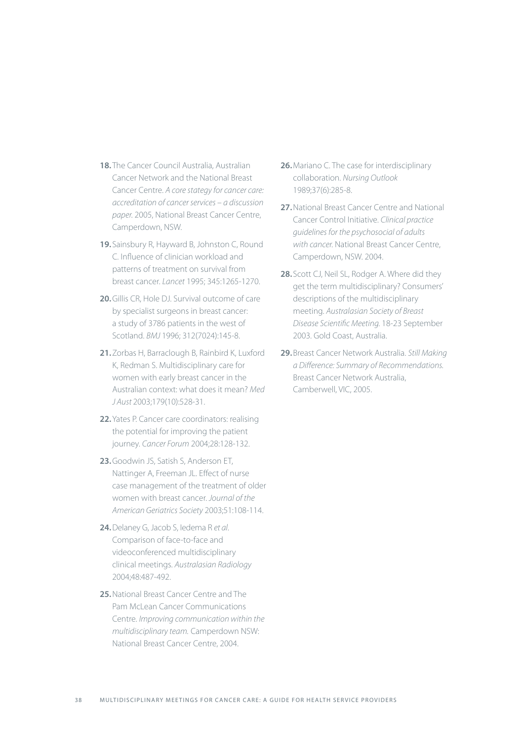**18.** The Cancer Council Australia, Australian Cancer Network and the National Breast Cancer Centre. *A core stategy for cancer care: accreditation of cancer services – a discussion paper.* 2005, National Breast Cancer Centre, Camperdown, NSW.

**19.** Sainsbury R, Hayward B, Johnston C, Round C. Influence of clinician workload and patterns of treatment on survival from breast cancer. *Lancet* 1995; 345:1265-1270.

**20.** Gillis CR, Hole DJ. Survival outcome of care by specialist surgeons in breast cancer: a study of 3786 patients in the west of Scotland. *BMJ* 1996; 312(7024):145-8.

**21.** Zorbas H, Barraclough B, Rainbird K, Luxford K, Redman S. Multidisciplinary care for women with early breast cancer in the Australian context: what does it mean? *Med J Aust* 2003;179(10):528-31.

**22.** Yates P. Cancer care coordinators: realising the potential for improving the patient journey. *Cancer Forum* 2004;28:128-132.

**23.** Goodwin JS, Satish S, Anderson ET, Nattinger A, Freeman JL. Effect of nurse case management of the treatment of older women with breast cancer. *Journal of the American Geriatrics Society* 2003;51:108-114.

**24.** Delaney G, Jacob S, Iedema R *et al*. Comparison of face-to-face and videoconferenced multidisciplinary clinical meetings. *Australasian Radiology* 2004;48:487-492.

**25.** National Breast Cancer Centre and The Pam McLean Cancer Communications Centre. *Improving communication within the multidisciplinary team.* Camperdown NSW: National Breast Cancer Centre, 2004.

**26.** Mariano C. The case for interdisciplinary collaboration. *Nursing Outlook* 1989;37(6):285-8.

**27.** National Breast Cancer Centre and National Cancer Control Initiative. *Clinical practice guidelines for the psychosocial of adults with cancer.* National Breast Cancer Centre, Camperdown, NSW. 2004.

**28.** Scott CJ, Neil SL, Rodger A. Where did they get the term multidisciplinary? Consumers' descriptions of the multidisciplinary meeting. *Australasian Society of Breast Disease Scientific Meeting.* 18-23 September 2003. Gold Coast, Australia.

**29.** Breast Cancer Network Australia. *Still Making a Difference: Summary of Recommendations.* Breast Cancer Network Australia, Camberwell, VIC, 2005.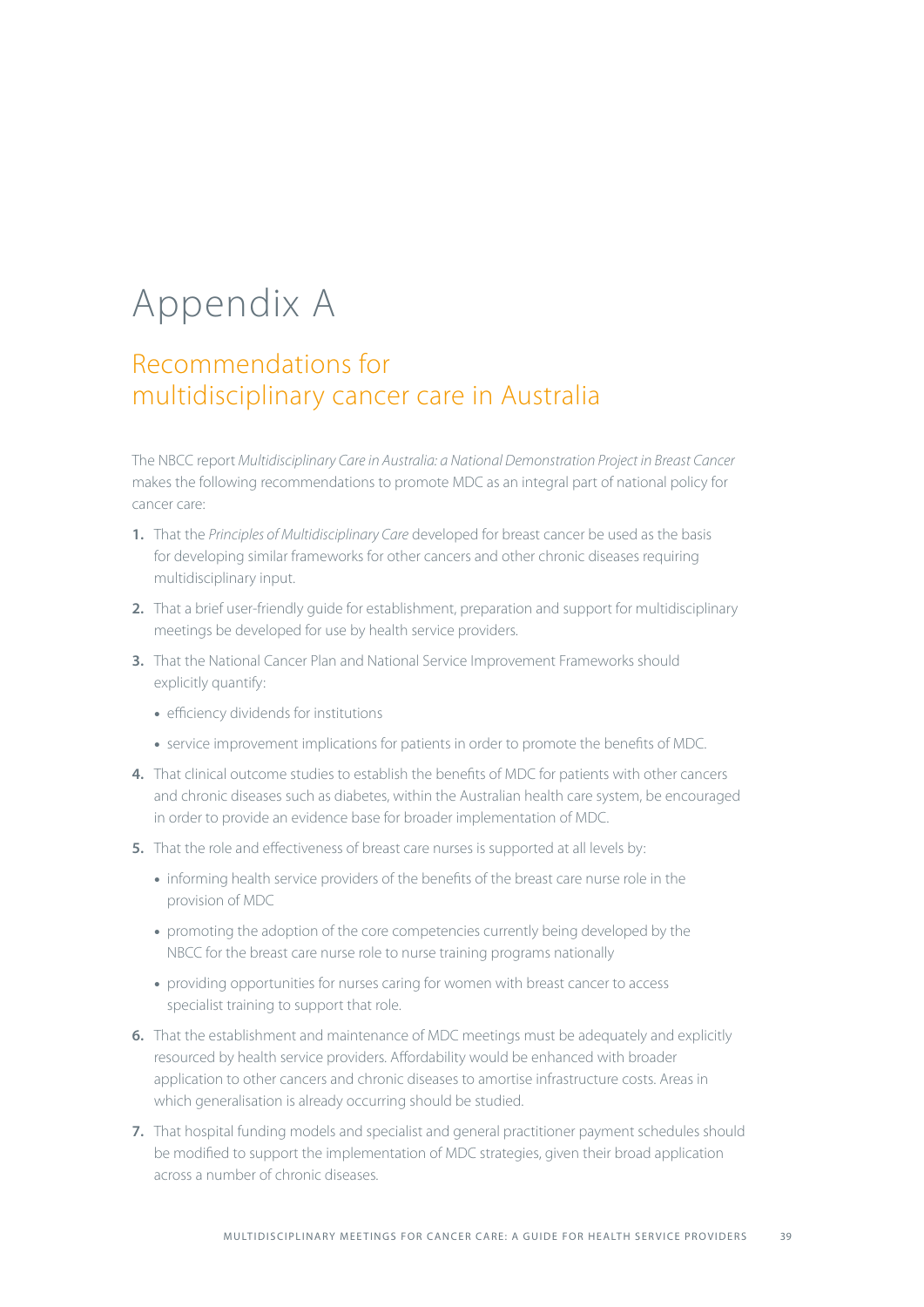# Appendix A

## Recommendations for multidisciplinary cancer care in Australia

The NBCC report *Multidisciplinary Care in Australia: a National Demonstration Project in Breast Cancer* makes the following recommendations to promote MDC as an integral part of national policy for cancer care:

1. That the *Principles of Multidisciplinary Care* developed for breast cancer be used as the basis for developing similar frameworks for other cancers and other chronic diseases requiring multidisciplinary input.
2. That a brief user-friendly guide for establishment, preparation and support for multidisciplinary meetings be developed for use by health service providers.
3. That the National Cancer Plan and National Service Improvement Frameworks should explicitly quantify:
   - efficiency dividends for institutions
   - service improvement implications for patients in order to promote the benefits of MDC.
4. That clinical outcome studies to establish the benefits of MDC for patients with other cancers and chronic diseases such as diabetes, within the Australian health care system, be encouraged in order to provide an evidence base for broader implementation of MDC.
5. That the role and effectiveness of breast care nurses is supported at all levels by:
   - informing health service providers of the benefits of the breast care nurse role in the provision of MDC
   - promoting the adoption of the core competencies currently being developed by the NBCC for the breast care nurse role to nurse training programs nationally
   - providing opportunities for nurses caring for women with breast cancer to access specialist training to support that role.
6. That the establishment and maintenance of MDC meetings must be adequately and explicitly resourced by health service providers. Affordability would be enhanced with broader application to other cancers and chronic diseases to amortise infrastructure costs. Areas in which generalisation is already occurring should be studied.
7. That hospital funding models and specialist and general practitioner payment schedules should be modified to support the implementation of MDC strategies, given their broad application across a number of chronic diseases.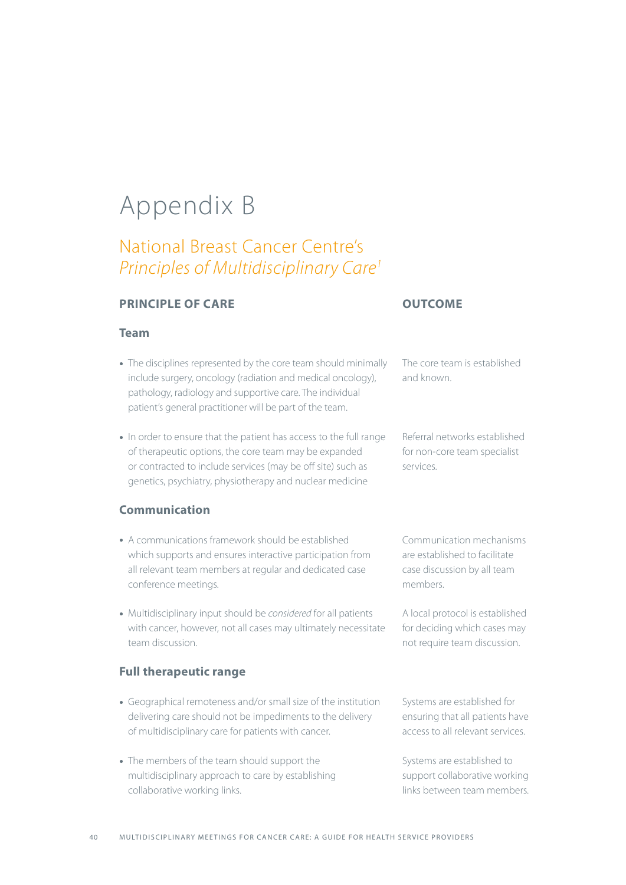# Appendix B

## National Breast Cancer Centre's *Principles of Multidisciplinary Care*[1]

| PRINCIPLE OF CARE | OUTCOME |
|---|---|
| **Team** | |
| • The disciplines represented by the core team should minimally include surgery, oncology (radiation and medical oncology), pathology, radiology and supportive care. The individual patient's general practitioner will be part of the team. | The core team is established and known. |
| • In order to ensure that the patient has access to the full range of therapeutic options, the core team may be expanded or contracted to include services (may be off site) such as genetics, psychiatry, physiotherapy and nuclear medicine | Referral networks established for non-core team specialist services. |
| **Communication** | |
| • A communications framework should be established which supports and ensures interactive participation from all relevant team members at regular and dedicated case conference meetings. | Communication mechanisms are established to facilitate case discussion by all team members. |
| • Multidisciplinary input should be *considered* for all patients with cancer, however, not all cases may ultimately necessitate team discussion. | A local protocol is established for deciding which cases may not require team discussion. |
| **Full therapeutic range** | |
| • Geographical remoteness and/or small size of the institution delivering care should not be impediments to the delivery of multidisciplinary care for patients with cancer. | Systems are established for ensuring that all patients have access to all relevant services. |
| • The members of the team should support the multidisciplinary approach to care by establishing collaborative working links. | Systems are established to support collaborative working links between team members. |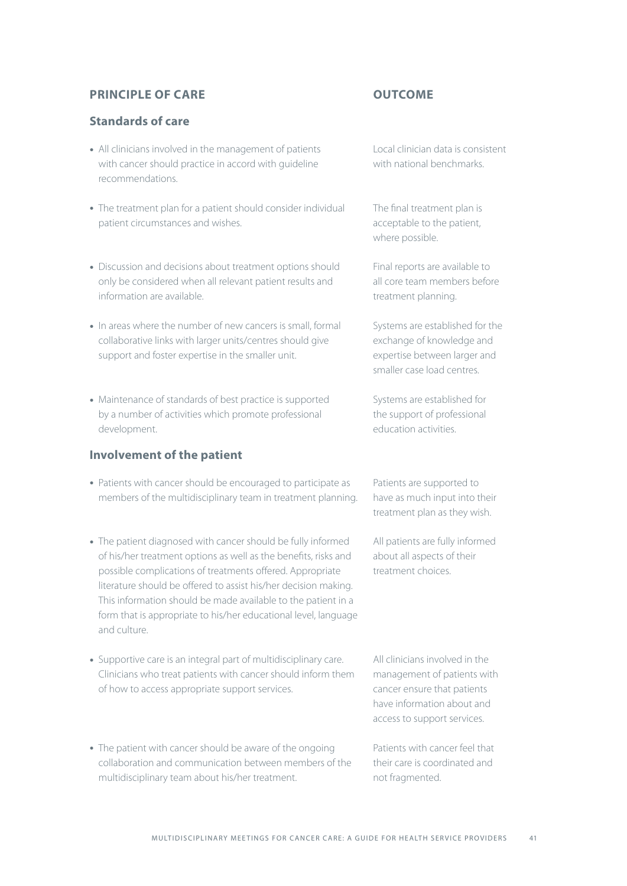| PRINCIPLE OF CARE | OUTCOME |
| --- | --- |
| **Standards of care** | |
| • All clinicians involved in the management of patients with cancer should practice in accord with guideline recommendations. | Local clinician data is consistent with national benchmarks. |
| • The treatment plan for a patient should consider individual patient circumstances and wishes. | The final treatment plan is acceptable to the patient, where possible. |
| • Discussion and decisions about treatment options should only be considered when all relevant patient results and information are available. | Final reports are available to all core team members before treatment planning. |
| • In areas where the number of new cancers is small, formal collaborative links with larger units/centres should give support and foster expertise in the smaller unit. | Systems are established for the exchange of knowledge and expertise between larger and smaller case load centres. |
| • Maintenance of standards of best practice is supported by a number of activities which promote professional development. | Systems are established for the support of professional education activities. |
| **Involvement of the patient** | |
| • Patients with cancer should be encouraged to participate as members of the multidisciplinary team in treatment planning. | Patients are supported to have as much input into their treatment plan as they wish. |
| • The patient diagnosed with cancer should be fully informed of his/her treatment options as well as the benefits, risks and possible complications of treatments offered. Appropriate literature should be offered to assist his/her decision making. This information should be made available to the patient in a form that is appropriate to his/her educational level, language and culture. | All patients are fully informed about all aspects of their treatment choices. |
| • Supportive care is an integral part of multidisciplinary care. Clinicians who treat patients with cancer should inform them of how to access appropriate support services. | All clinicians involved in the management of patients with cancer ensure that patients have information about and access to support services. |
| • The patient with cancer should be aware of the ongoing collaboration and communication between members of the multidisciplinary team about his/her treatment. | Patients with cancer feel that their care is coordinated and not fragmented. |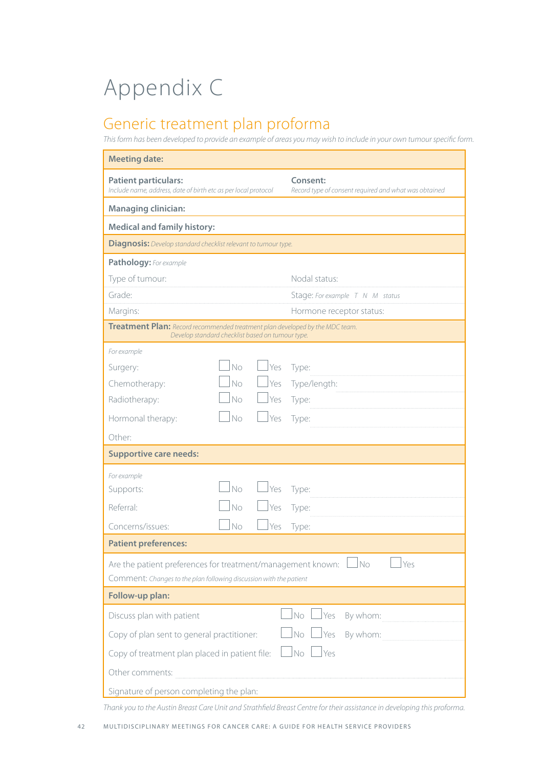# Appendix C

## Generic treatment plan proforma

*This form has been developed to provide an example of areas you may wish to include in your own tumour specific form.*

| | | | |
|---|---|---|---|
| **Meeting date:** | | | |
| **Patient particulars:** *Include name, address, date of birth etc as per local protocol* | | **Consent:** *Record type of consent required and what was obtained* | |
| **Managing clinician:** | | | |
| **Medical and family history:** | | | |
| **Diagnosis:** *Develop standard checklist relevant to tumour type.* | | | |
| **Pathology:** *For example* | | | |
| Type of tumour: | | Nodal status: | |
| Grade: | | Stage: *For example T N M status* | |
| Margins: | | Hormone receptor status: | |
| **Treatment Plan:** *Record recommended treatment plan developed by the MDC team. Develop standard checklist based on tumour type.* | | | |
| *For example* | | | |
| Surgery: | ☐ No | ☐ Yes | Type: |
| Chemotherapy: | ☐ No | ☐ Yes | Type/length: |
| Radiotherapy: | ☐ No | ☐ Yes | Type: |
| Hormonal therapy: | ☐ No | ☐ Yes | Type: |
| Other: | | | |
| **Supportive care needs:** | | | |
| *For example* | | | |
| Supports: | ☐ No | ☐ Yes | Type: |
| Referral: | ☐ No | ☐ Yes | Type: |
| Concerns/issues: | ☐ No | ☐ Yes | Type: |
| **Patient preferences:** | | | |
| Are the patient preferences for treatment/management known: | ☐ No | ☐ Yes | |
| Comment: *Changes to the plan following discussion with the patient* | | | |
| **Follow-up plan:** | | | |
| Discuss plan with patient | ☐ No | ☐ Yes | By whom: |
| Copy of plan sent to general practitioner: | ☐ No | ☐ Yes | By whom: |
| Copy of treatment plan placed in patient file: | ☐ No | ☐ Yes | |
| Other comments: | | | |
| Signature of person completing the plan: | | | |

*Thank you to the Austin Breast Care Unit and Strathfield Breast Centre for their assistance in developing this proforma.*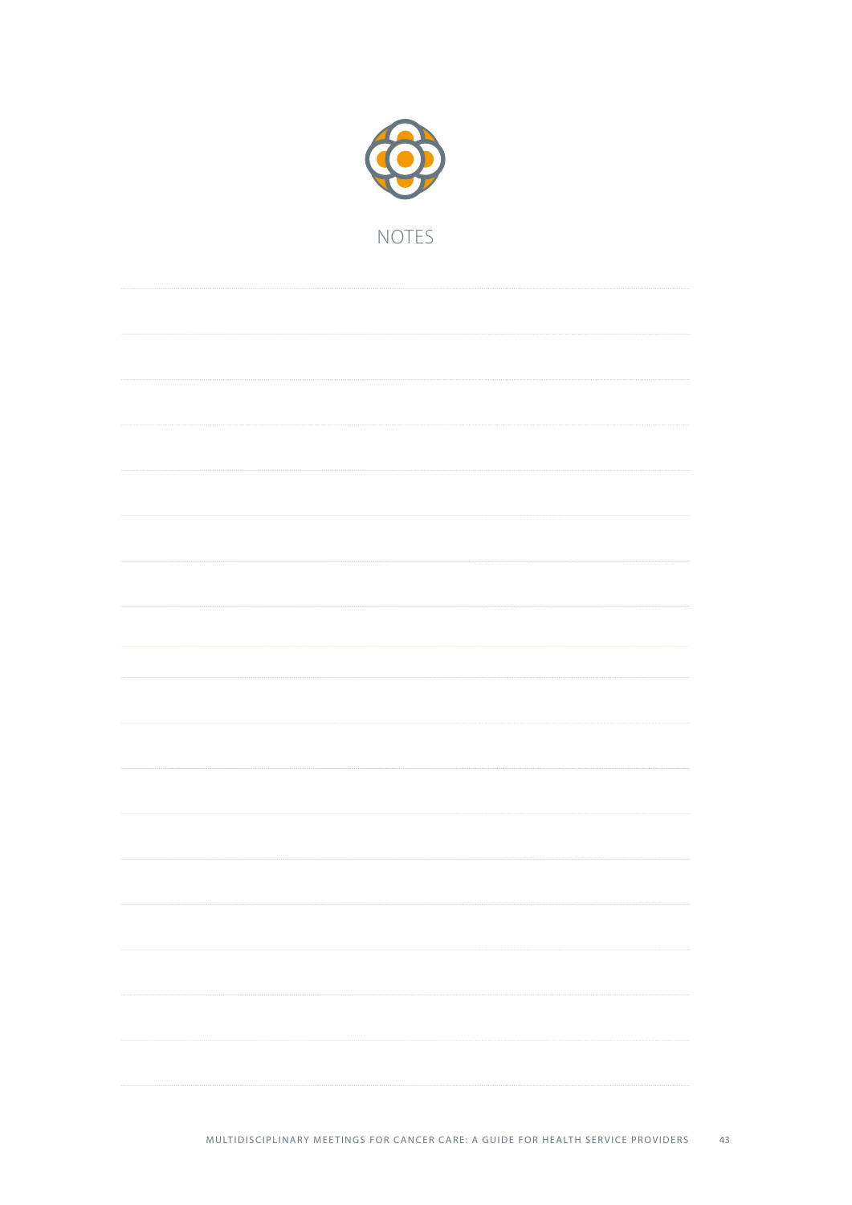# NOTES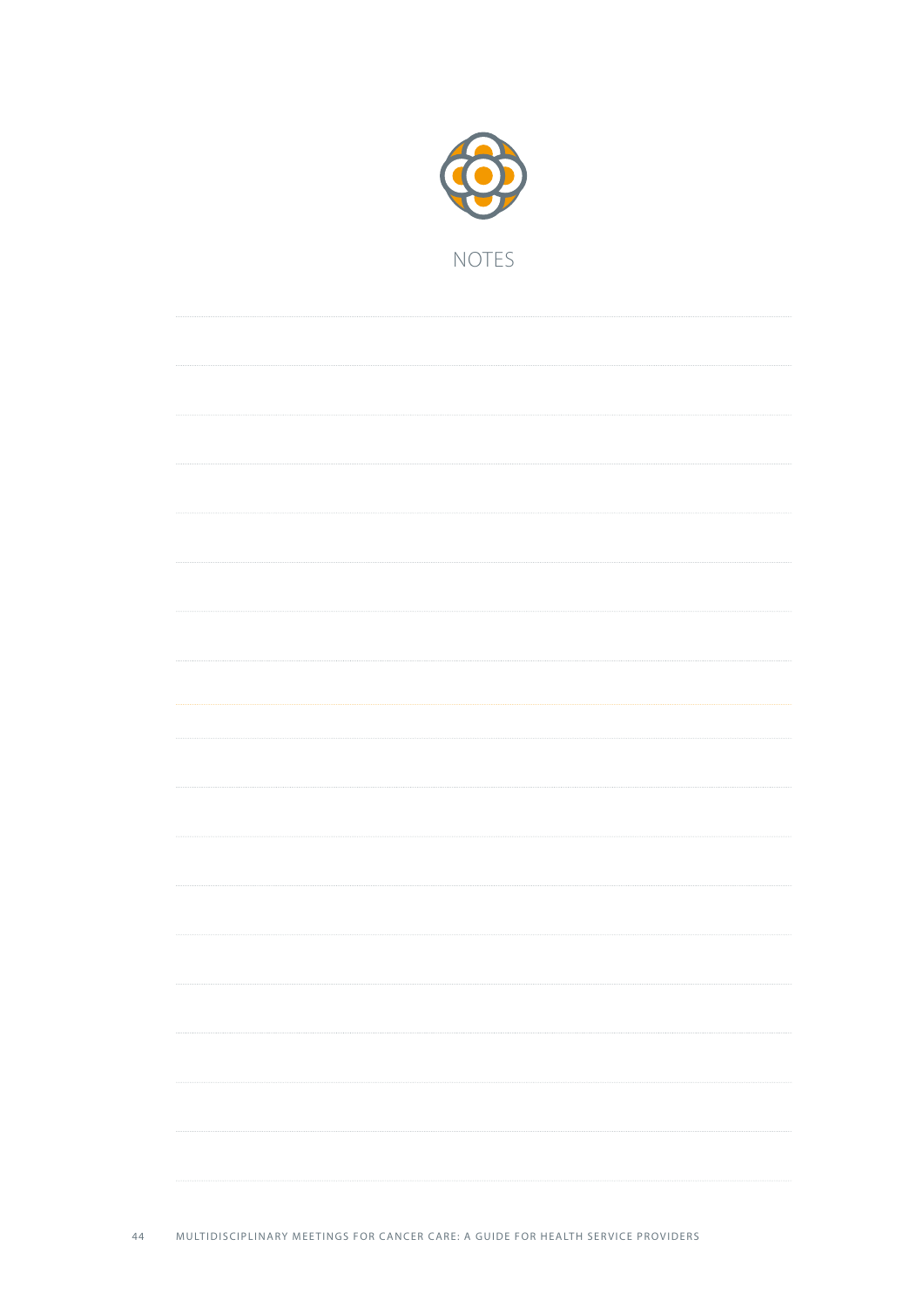# NOTES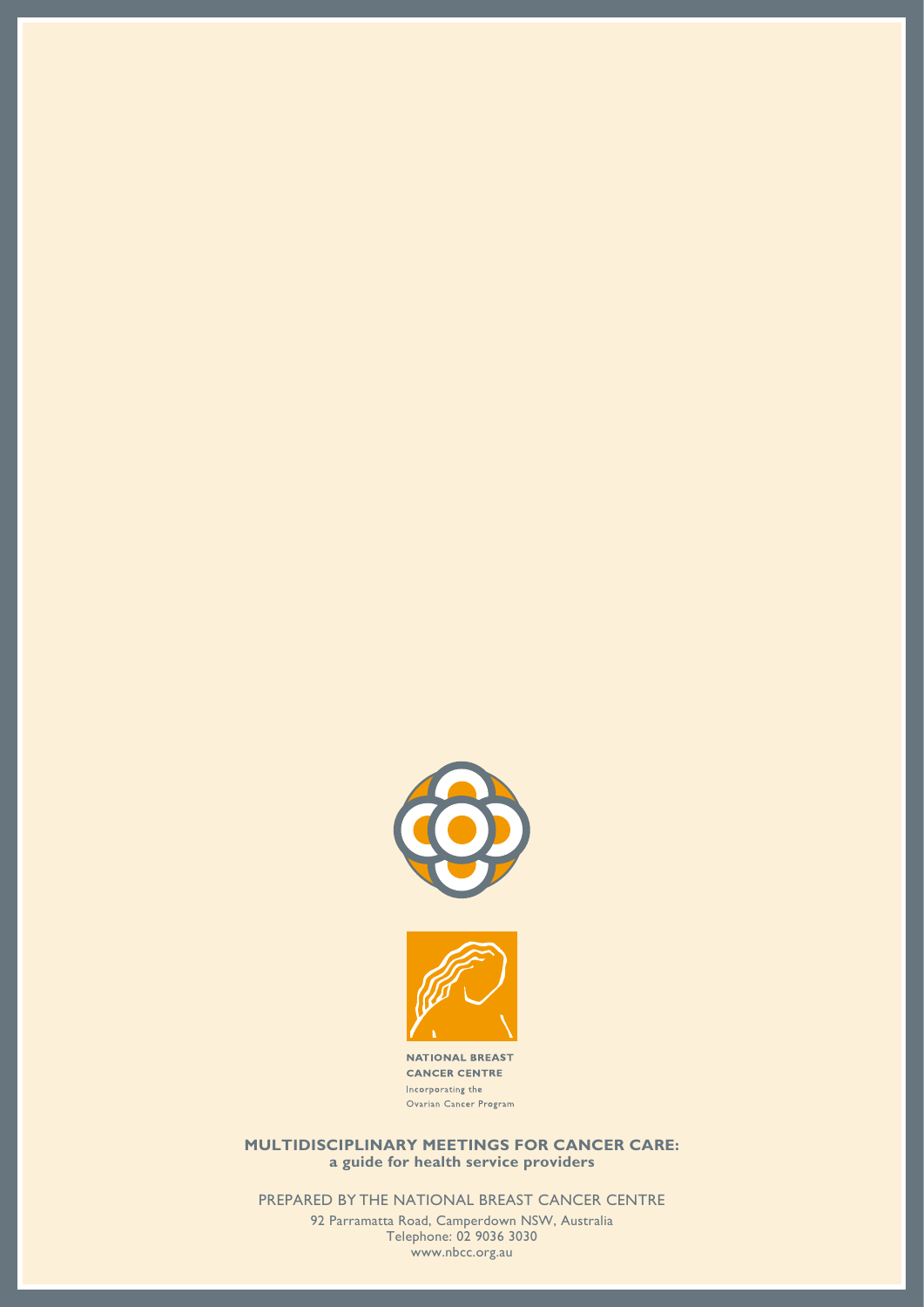NATIONAL BREAST
CANCER CENTRE
Incorporating the
Ovarian Cancer Program

**MULTIDISCIPLINARY MEETINGS FOR CANCER CARE:**
**a guide for health service providers**

PREPARED BY THE NATIONAL BREAST CANCER CENTRE

92 Parramatta Road, Camperdown NSW, Australia
Telephone: 02 9036 3030
www.nbcc.org.au